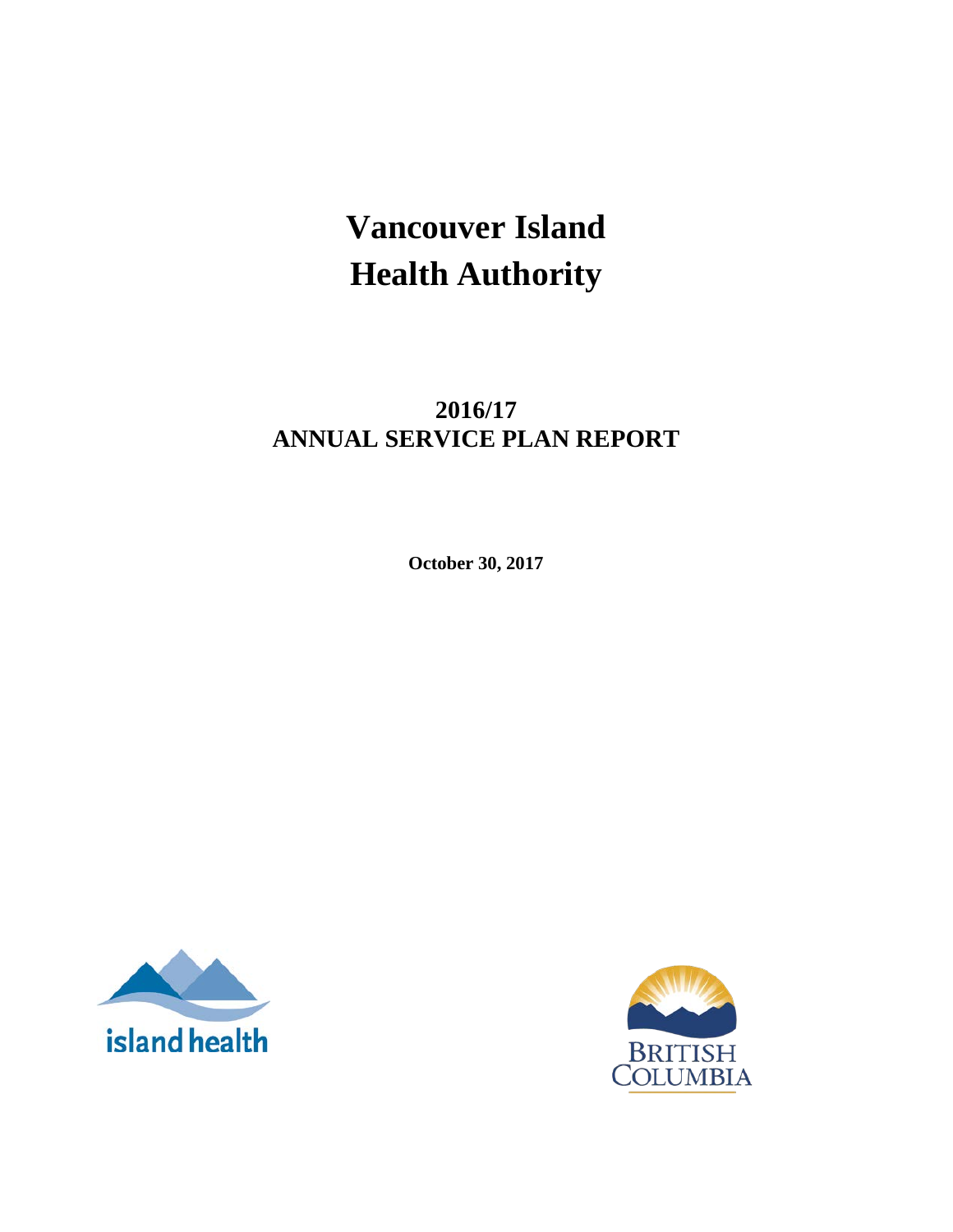# Vancouver Island Health Authority

## 2016/17 ANNUAL SERVICE PLAN REPORT

**October 30, 2017**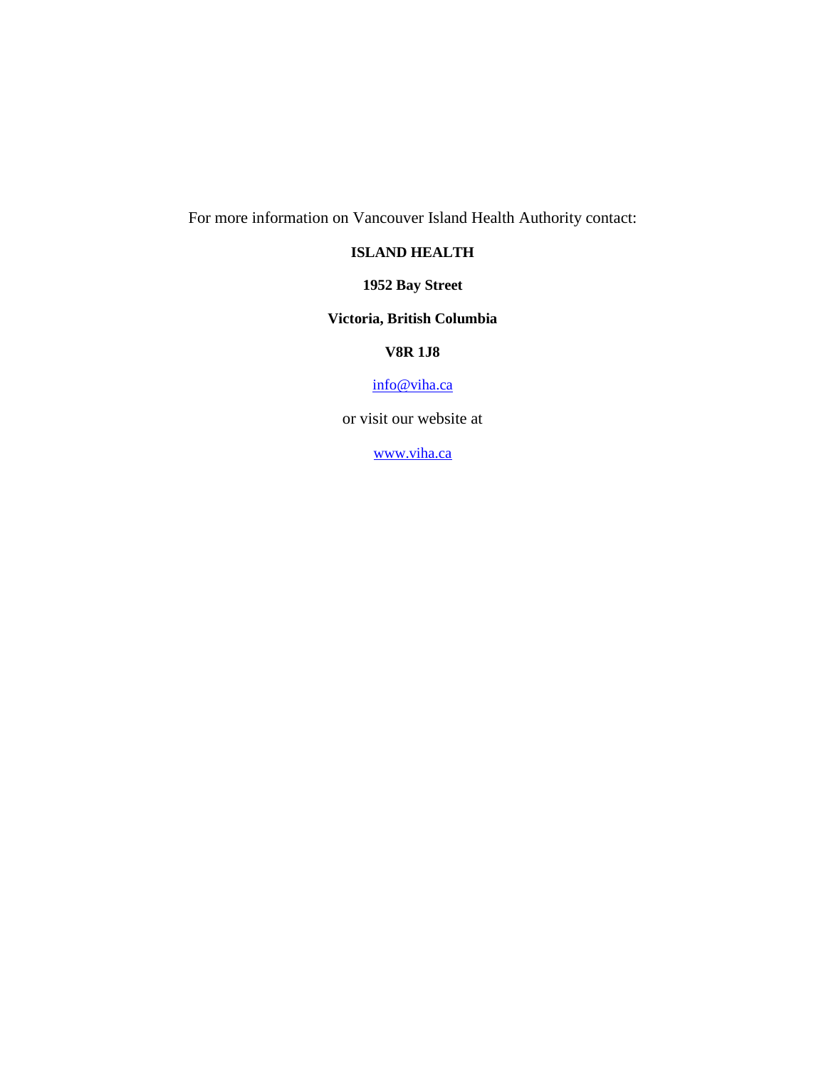For more information on Vancouver Island Health Authority contact:

**ISLAND HEALTH**

**1952 Bay Street**

**Victoria, British Columbia**

**V8R 1J8**

info@viha.ca

or visit our website at

www.viha.ca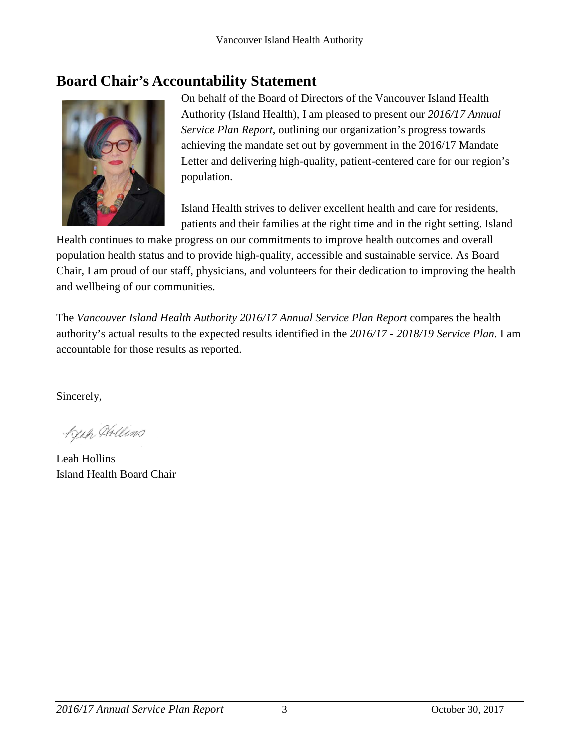## Board Chair's Accountability Statement

On behalf of the Board of Directors of the Vancouver Island Health Authority (Island Health), I am pleased to present our *2016/17 Annual Service Plan Report*, outlining our organization's progress towards achieving the mandate set out by government in the 2016/17 Mandate Letter and delivering high-quality, patient-centered care for our region's population.

Island Health strives to deliver excellent health and care for residents, patients and their families at the right time and in the right setting. Island Health continues to make progress on our commitments to improve health outcomes and overall population health status and to provide high-quality, accessible and sustainable service. As Board Chair, I am proud of our staff, physicians, and volunteers for their dedication to improving the health and wellbeing of our communities.

The *Vancouver Island Health Authority 2016/17 Annual Service Plan Report* compares the health authority's actual results to the expected results identified in the *2016/17 - 2018/19 Service Plan.* I am accountable for those results as reported.

Sincerely,

Leah Hollins
Island Health Board Chair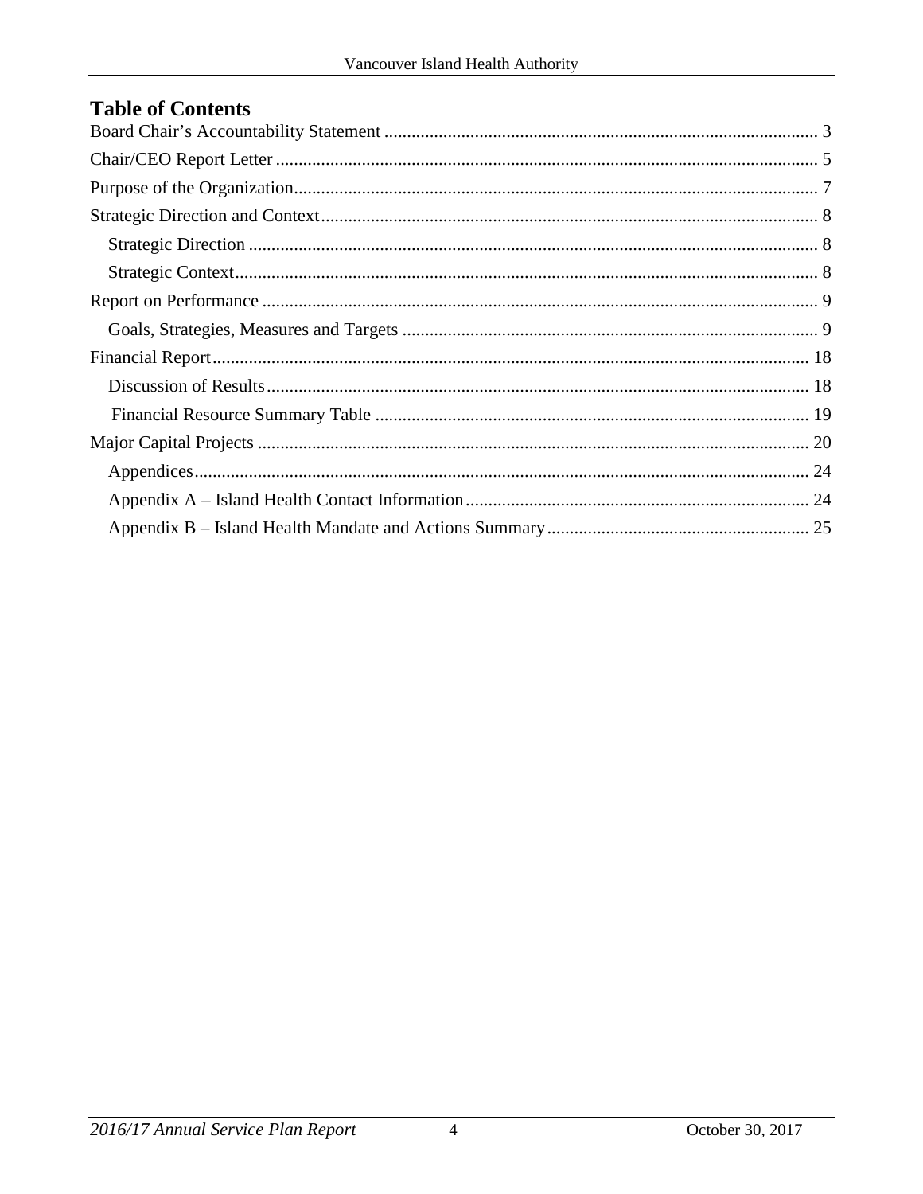# Table of Contents

Board Chair's Accountability Statement ........ 3

Chair/CEO Report Letter ........ 5

Purpose of the Organization ........ 7

Strategic Direction and Context ........ 8

- Strategic Direction ........ 8
- Strategic Context ........ 8

Report on Performance ........ 9

- Goals, Strategies, Measures and Targets ........ 9

Financial Report ........ 18

- Discussion of Results ........ 18
- Financial Resource Summary Table ........ 19

Major Capital Projects ........ 20

- Appendices ........ 24
- Appendix A – Island Health Contact Information ........ 24
- Appendix B – Island Health Mandate and Actions Summary ........ 25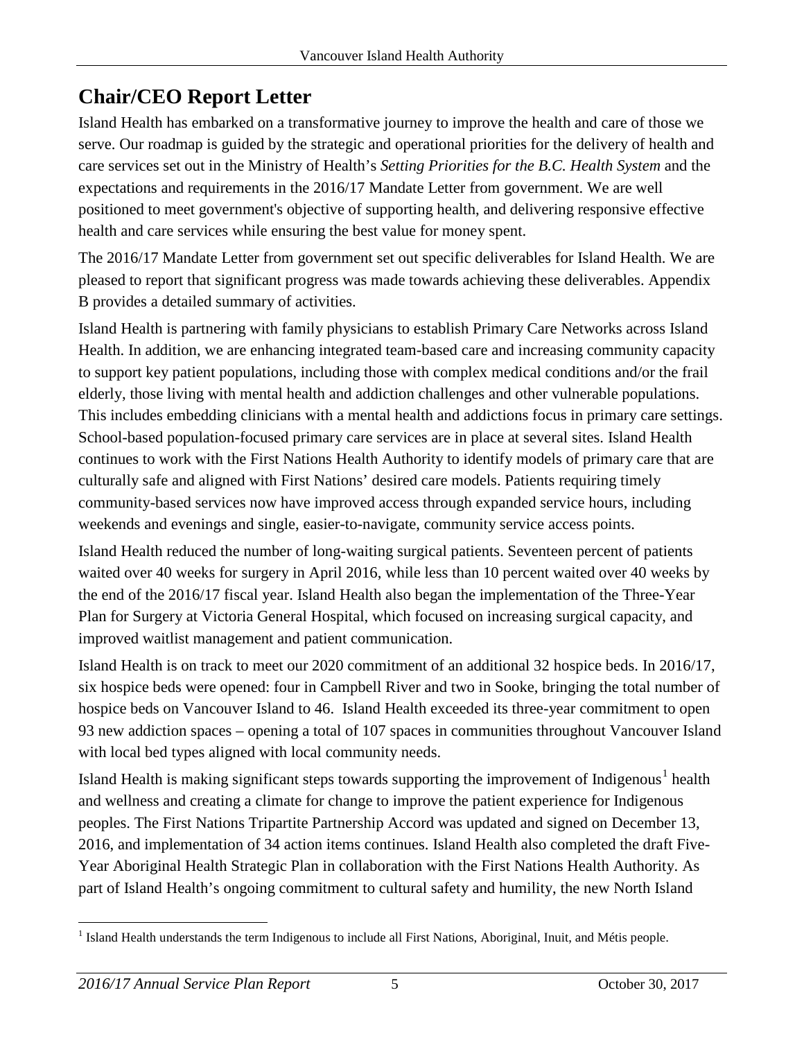# Chair/CEO Report Letter

Island Health has embarked on a transformative journey to improve the health and care of those we serve. Our roadmap is guided by the strategic and operational priorities for the delivery of health and care services set out in the Ministry of Health's *Setting Priorities for the B.C. Health System* and the expectations and requirements in the 2016/17 Mandate Letter from government. We are well positioned to meet government's objective of supporting health, and delivering responsive effective health and care services while ensuring the best value for money spent.

The 2016/17 Mandate Letter from government set out specific deliverables for Island Health. We are pleased to report that significant progress was made towards achieving these deliverables. Appendix B provides a detailed summary of activities.

Island Health is partnering with family physicians to establish Primary Care Networks across Island Health. In addition, we are enhancing integrated team-based care and increasing community capacity to support key patient populations, including those with complex medical conditions and/or the frail elderly, those living with mental health and addiction challenges and other vulnerable populations. This includes embedding clinicians with a mental health and addictions focus in primary care settings. School-based population-focused primary care services are in place at several sites. Island Health continues to work with the First Nations Health Authority to identify models of primary care that are culturally safe and aligned with First Nations' desired care models. Patients requiring timely community-based services now have improved access through expanded service hours, including weekends and evenings and single, easier-to-navigate, community service access points.

Island Health reduced the number of long-waiting surgical patients. Seventeen percent of patients waited over 40 weeks for surgery in April 2016, while less than 10 percent waited over 40 weeks by the end of the 2016/17 fiscal year. Island Health also began the implementation of the Three-Year Plan for Surgery at Victoria General Hospital, which focused on increasing surgical capacity, and improved waitlist management and patient communication.

Island Health is on track to meet our 2020 commitment of an additional 32 hospice beds. In 2016/17, six hospice beds were opened: four in Campbell River and two in Sooke, bringing the total number of hospice beds on Vancouver Island to 46. Island Health exceeded its three-year commitment to open 93 new addiction spaces – opening a total of 107 spaces in communities throughout Vancouver Island with local bed types aligned with local community needs.

Island Health is making significant steps towards supporting the improvement of Indigenous[1] health and wellness and creating a climate for change to improve the patient experience for Indigenous peoples. The First Nations Tripartite Partnership Accord was updated and signed on December 13, 2016, and implementation of 34 action items continues. Island Health also completed the draft Five-Year Aboriginal Health Strategic Plan in collaboration with the First Nations Health Authority. As part of Island Health's ongoing commitment to cultural safety and humility, the new North Island

[1] Island Health understands the term Indigenous to include all First Nations, Aboriginal, Inuit, and Métis people.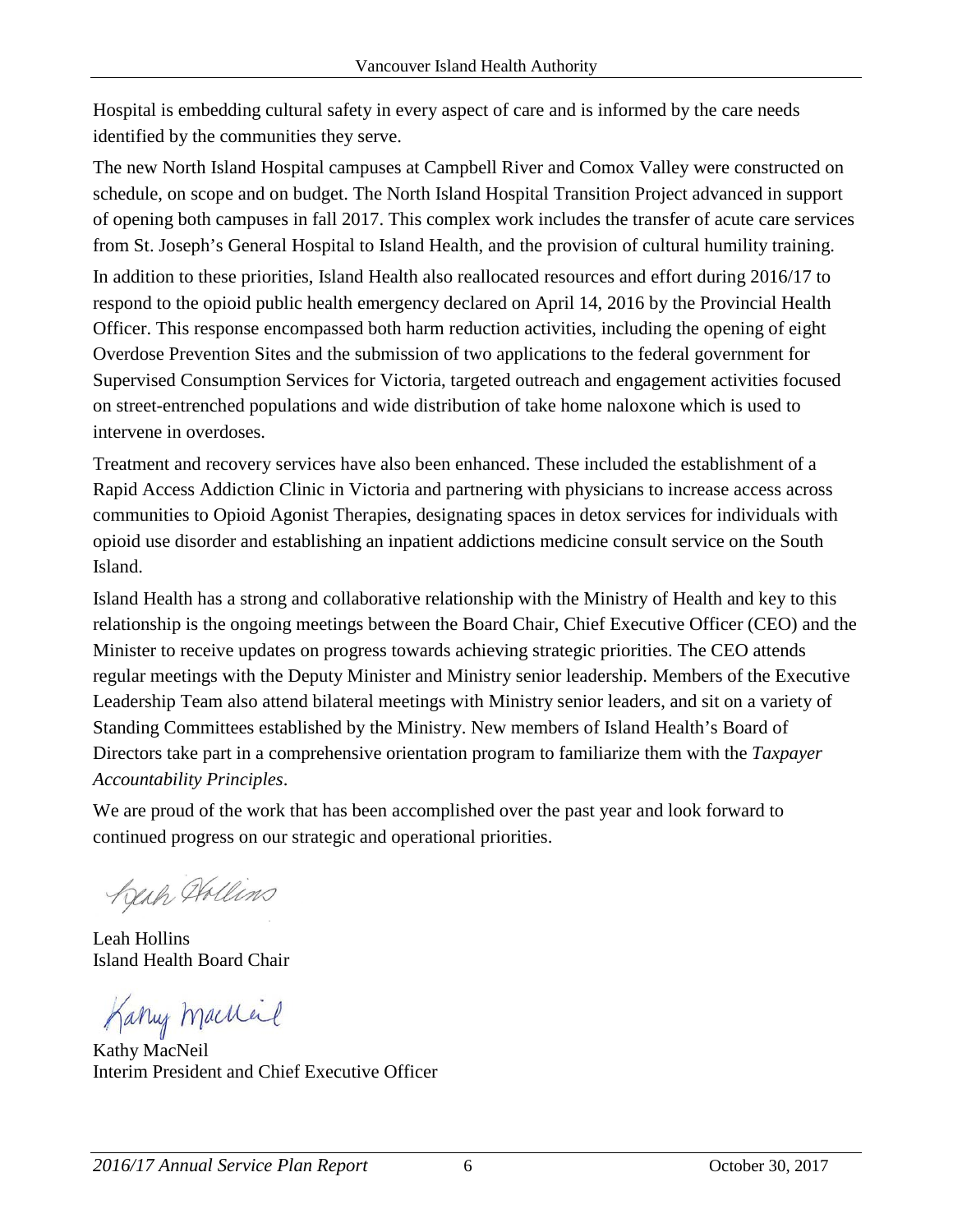Hospital is embedding cultural safety in every aspect of care and is informed by the care needs identified by the communities they serve.

The new North Island Hospital campuses at Campbell River and Comox Valley were constructed on schedule, on scope and on budget. The North Island Hospital Transition Project advanced in support of opening both campuses in fall 2017. This complex work includes the transfer of acute care services from St. Joseph's General Hospital to Island Health, and the provision of cultural humility training.

In addition to these priorities, Island Health also reallocated resources and effort during 2016/17 to respond to the opioid public health emergency declared on April 14, 2016 by the Provincial Health Officer. This response encompassed both harm reduction activities, including the opening of eight Overdose Prevention Sites and the submission of two applications to the federal government for Supervised Consumption Services for Victoria, targeted outreach and engagement activities focused on street-entrenched populations and wide distribution of take home naloxone which is used to intervene in overdoses.

Treatment and recovery services have also been enhanced. These included the establishment of a Rapid Access Addiction Clinic in Victoria and partnering with physicians to increase access across communities to Opioid Agonist Therapies, designating spaces in detox services for individuals with opioid use disorder and establishing an inpatient addictions medicine consult service on the South Island.

Island Health has a strong and collaborative relationship with the Ministry of Health and key to this relationship is the ongoing meetings between the Board Chair, Chief Executive Officer (CEO) and the Minister to receive updates on progress towards achieving strategic priorities. The CEO attends regular meetings with the Deputy Minister and Ministry senior leadership. Members of the Executive Leadership Team also attend bilateral meetings with Ministry senior leaders, and sit on a variety of Standing Committees established by the Ministry. New members of Island Health's Board of Directors take part in a comprehensive orientation program to familiarize them with the *Taxpayer Accountability Principles*.

We are proud of the work that has been accomplished over the past year and look forward to continued progress on our strategic and operational priorities.

Leah Hollins
Island Health Board Chair

Kathy MacNeil
Interim President and Chief Executive Officer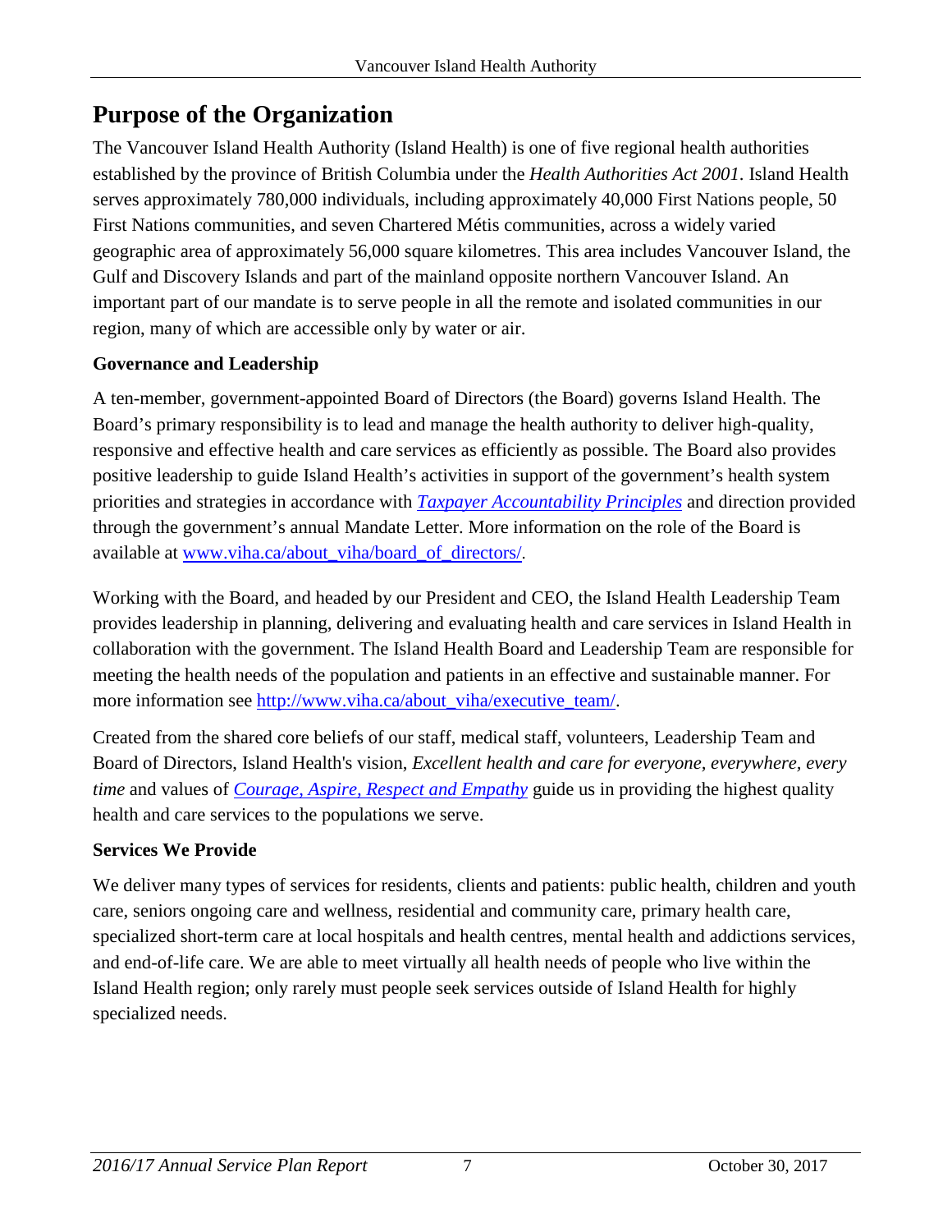# Purpose of the Organization

The Vancouver Island Health Authority (Island Health) is one of five regional health authorities established by the province of British Columbia under the *Health Authorities Act 2001*. Island Health serves approximately 780,000 individuals, including approximately 40,000 First Nations people, 50 First Nations communities, and seven Chartered Métis communities, across a widely varied geographic area of approximately 56,000 square kilometres. This area includes Vancouver Island, the Gulf and Discovery Islands and part of the mainland opposite northern Vancouver Island. An important part of our mandate is to serve people in all the remote and isolated communities in our region, many of which are accessible only by water or air.

### Governance and Leadership

A ten-member, government-appointed Board of Directors (the Board) governs Island Health. The Board's primary responsibility is to lead and manage the health authority to deliver high-quality, responsive and effective health and care services as efficiently as possible. The Board also provides positive leadership to guide Island Health's activities in support of the government's health system priorities and strategies in accordance with *Taxpayer Accountability Principles* and direction provided through the government's annual Mandate Letter. More information on the role of the Board is available at www.viha.ca/about_viha/board_of_directors/.

Working with the Board, and headed by our President and CEO, the Island Health Leadership Team provides leadership in planning, delivering and evaluating health and care services in Island Health in collaboration with the government. The Island Health Board and Leadership Team are responsible for meeting the health needs of the population and patients in an effective and sustainable manner. For more information see http://www.viha.ca/about_viha/executive_team/.

Created from the shared core beliefs of our staff, medical staff, volunteers, Leadership Team and Board of Directors, Island Health's vision, *Excellent health and care for everyone, everywhere, every time* and values of *Courage, Aspire, Respect and Empathy* guide us in providing the highest quality health and care services to the populations we serve.

### Services We Provide

We deliver many types of services for residents, clients and patients: public health, children and youth care, seniors ongoing care and wellness, residential and community care, primary health care, specialized short-term care at local hospitals and health centres, mental health and addictions services, and end-of-life care. We are able to meet virtually all health needs of people who live within the Island Health region; only rarely must people seek services outside of Island Health for highly specialized needs.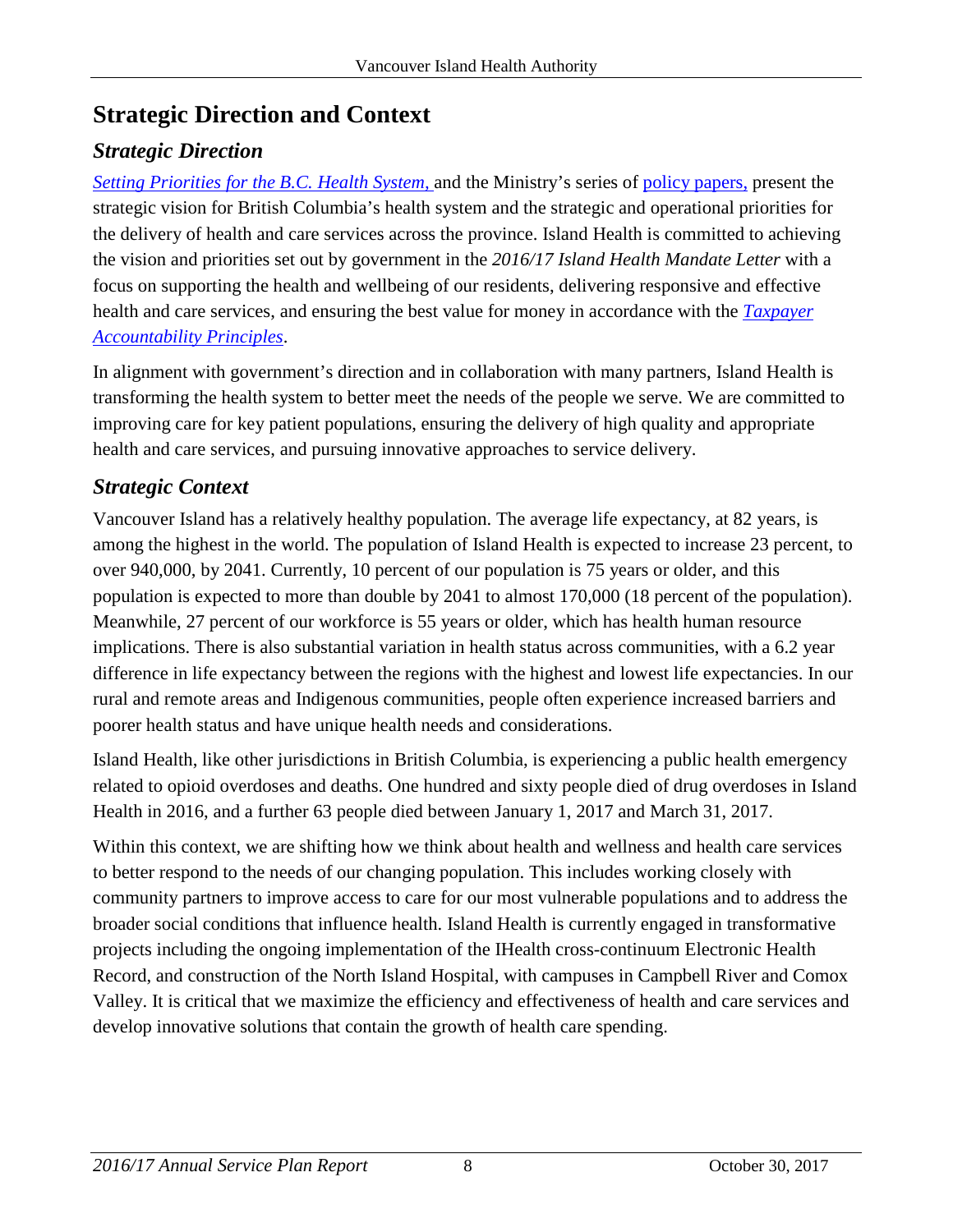# Strategic Direction and Context

## *Strategic Direction*

*Setting Priorities for the B.C. Health System,* and the Ministry's series of policy papers, present the strategic vision for British Columbia's health system and the strategic and operational priorities for the delivery of health and care services across the province. Island Health is committed to achieving the vision and priorities set out by government in the *2016/17 Island Health Mandate Letter* with a focus on supporting the health and wellbeing of our residents, delivering responsive and effective health and care services, and ensuring the best value for money in accordance with the *Taxpayer Accountability Principles*.

In alignment with government's direction and in collaboration with many partners, Island Health is transforming the health system to better meet the needs of the people we serve. We are committed to improving care for key patient populations, ensuring the delivery of high quality and appropriate health and care services, and pursuing innovative approaches to service delivery.

## *Strategic Context*

Vancouver Island has a relatively healthy population. The average life expectancy, at 82 years, is among the highest in the world. The population of Island Health is expected to increase 23 percent, to over 940,000, by 2041. Currently, 10 percent of our population is 75 years or older, and this population is expected to more than double by 2041 to almost 170,000 (18 percent of the population). Meanwhile, 27 percent of our workforce is 55 years or older, which has health human resource implications. There is also substantial variation in health status across communities, with a 6.2 year difference in life expectancy between the regions with the highest and lowest life expectancies. In our rural and remote areas and Indigenous communities, people often experience increased barriers and poorer health status and have unique health needs and considerations.

Island Health, like other jurisdictions in British Columbia, is experiencing a public health emergency related to opioid overdoses and deaths. One hundred and sixty people died of drug overdoses in Island Health in 2016, and a further 63 people died between January 1, 2017 and March 31, 2017.

Within this context, we are shifting how we think about health and wellness and health care services to better respond to the needs of our changing population. This includes working closely with community partners to improve access to care for our most vulnerable populations and to address the broader social conditions that influence health. Island Health is currently engaged in transformative projects including the ongoing implementation of the IHealth cross-continuum Electronic Health Record, and construction of the North Island Hospital, with campuses in Campbell River and Comox Valley. It is critical that we maximize the efficiency and effectiveness of health and care services and develop innovative solutions that contain the growth of health care spending.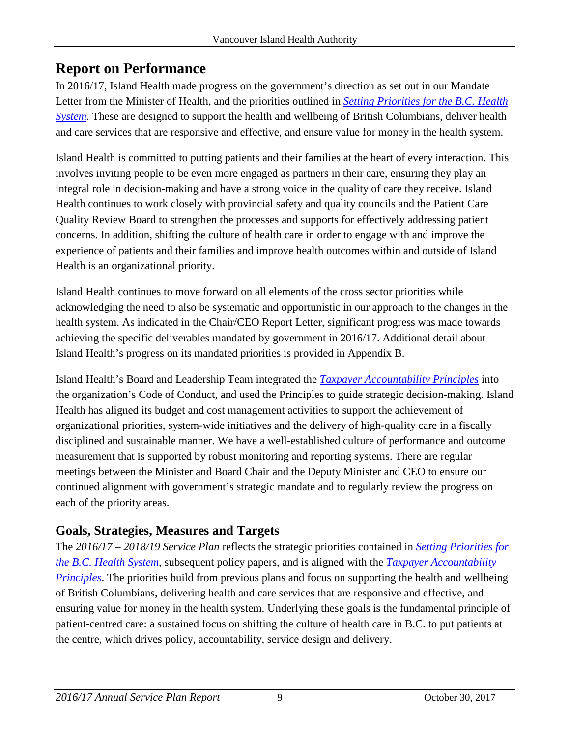# Report on Performance

In 2016/17, Island Health made progress on the government's direction as set out in our Mandate Letter from the Minister of Health, and the priorities outlined in *Setting Priorities for the B.C. Health System*. These are designed to support the health and wellbeing of British Columbians, deliver health and care services that are responsive and effective, and ensure value for money in the health system.

Island Health is committed to putting patients and their families at the heart of every interaction. This involves inviting people to be even more engaged as partners in their care, ensuring they play an integral role in decision-making and have a strong voice in the quality of care they receive. Island Health continues to work closely with provincial safety and quality councils and the Patient Care Quality Review Board to strengthen the processes and supports for effectively addressing patient concerns. In addition, shifting the culture of health care in order to engage with and improve the experience of patients and their families and improve health outcomes within and outside of Island Health is an organizational priority.

Island Health continues to move forward on all elements of the cross sector priorities while acknowledging the need to also be systematic and opportunistic in our approach to the changes in the health system. As indicated in the Chair/CEO Report Letter, significant progress was made towards achieving the specific deliverables mandated by government in 2016/17. Additional detail about Island Health's progress on its mandated priorities is provided in Appendix B.

Island Health's Board and Leadership Team integrated the *Taxpayer Accountability Principles* into the organization's Code of Conduct, and used the Principles to guide strategic decision-making. Island Health has aligned its budget and cost management activities to support the achievement of organizational priorities, system-wide initiatives and the delivery of high-quality care in a fiscally disciplined and sustainable manner. We have a well-established culture of performance and outcome measurement that is supported by robust monitoring and reporting systems. There are regular meetings between the Minister and Board Chair and the Deputy Minister and CEO to ensure our continued alignment with government's strategic mandate and to regularly review the progress on each of the priority areas.

## Goals, Strategies, Measures and Targets

The *2016/17 – 2018/19 Service Plan* reflects the strategic priorities contained in *Setting Priorities for the B.C. Health System*, subsequent policy papers, and is aligned with the *Taxpayer Accountability Principles*. The priorities build from previous plans and focus on supporting the health and wellbeing of British Columbians, delivering health and care services that are responsive and effective, and ensuring value for money in the health system. Underlying these goals is the fundamental principle of patient-centred care: a sustained focus on shifting the culture of health care in B.C. to put patients at the centre, which drives policy, accountability, service design and delivery.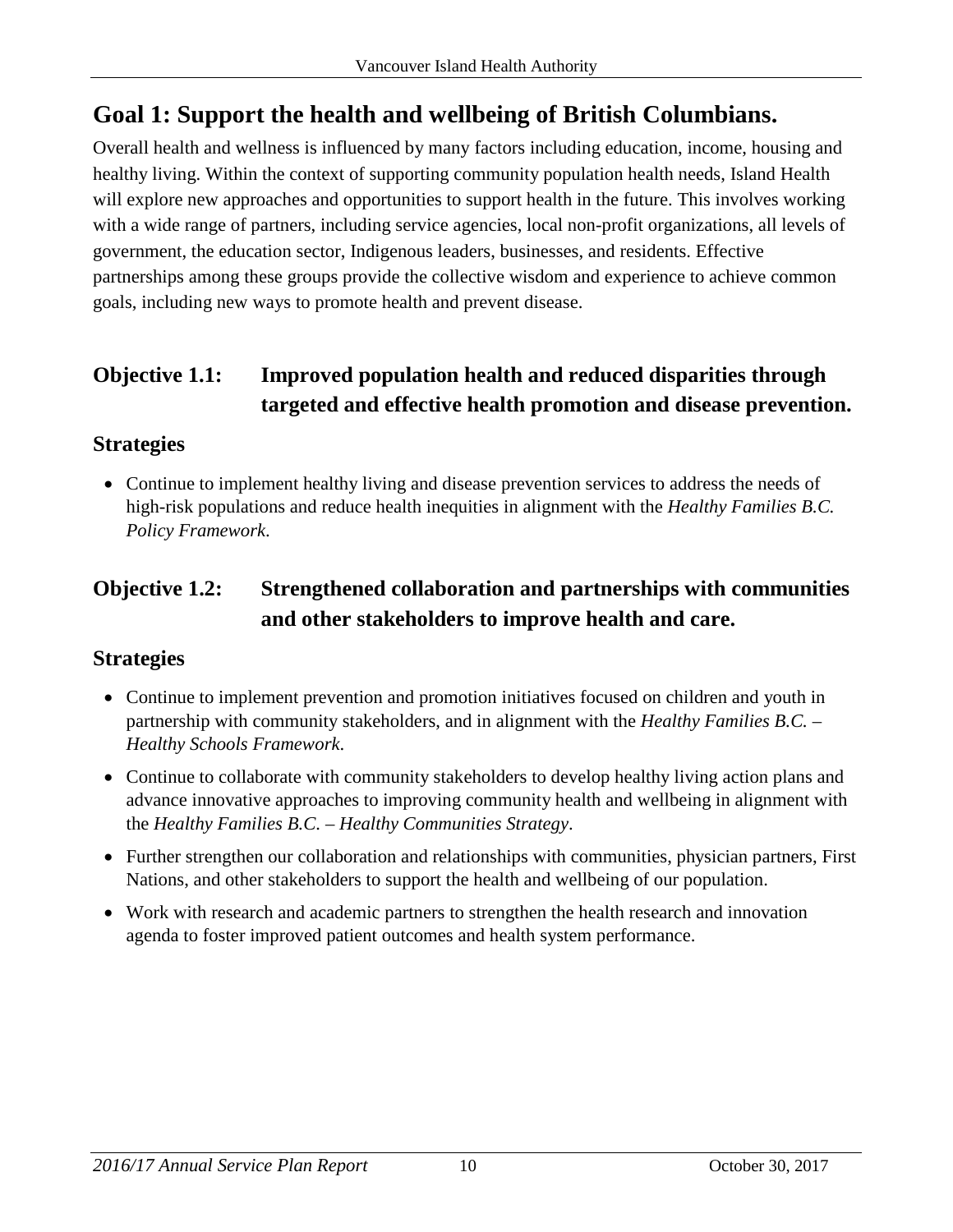## Goal 1: Support the health and wellbeing of British Columbians.

Overall health and wellness is influenced by many factors including education, income, housing and healthy living. Within the context of supporting community population health needs, Island Health will explore new approaches and opportunities to support health in the future. This involves working with a wide range of partners, including service agencies, local non-profit organizations, all levels of government, the education sector, Indigenous leaders, businesses, and residents. Effective partnerships among these groups provide the collective wisdom and experience to achieve common goals, including new ways to promote health and prevent disease.

### Objective 1.1: Improved population health and reduced disparities through targeted and effective health promotion and disease prevention.

### Strategies

- Continue to implement healthy living and disease prevention services to address the needs of high-risk populations and reduce health inequities in alignment with the *Healthy Families B.C. Policy Framework*.

### Objective 1.2: Strengthened collaboration and partnerships with communities and other stakeholders to improve health and care.

### Strategies

- Continue to implement prevention and promotion initiatives focused on children and youth in partnership with community stakeholders, and in alignment with the *Healthy Families B.C. – Healthy Schools Framework*.
- Continue to collaborate with community stakeholders to develop healthy living action plans and advance innovative approaches to improving community health and wellbeing in alignment with the *Healthy Families B.C. – Healthy Communities Strategy*.
- Further strengthen our collaboration and relationships with communities, physician partners, First Nations, and other stakeholders to support the health and wellbeing of our population.
- Work with research and academic partners to strengthen the health research and innovation agenda to foster improved patient outcomes and health system performance.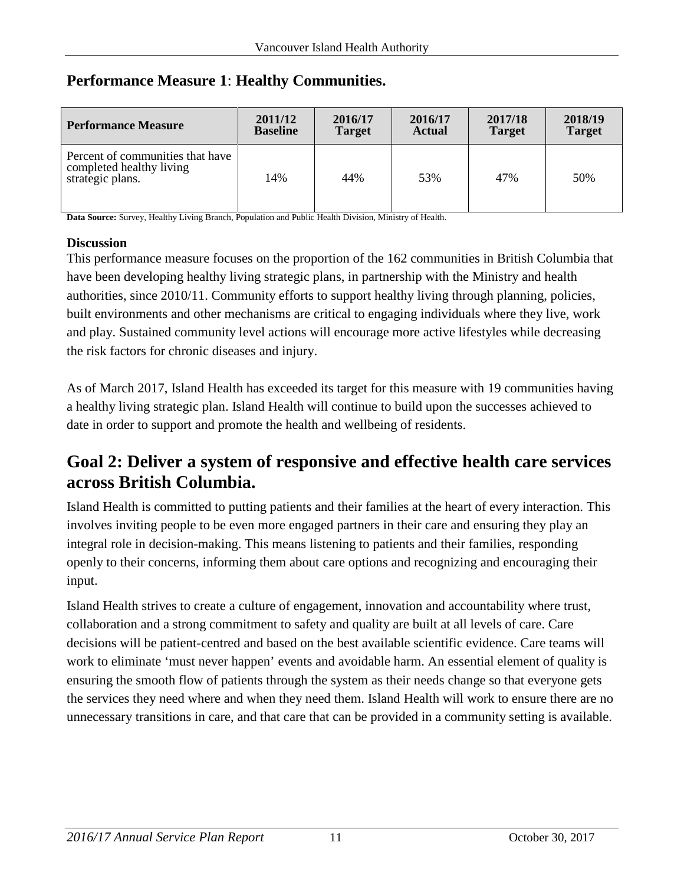## Performance Measure 1: Healthy Communities.

| Performance Measure | 2011/12 Baseline | 2016/17 Target | 2016/17 Actual | 2017/18 Target | 2018/19 Target |
|---|---|---|---|---|---|
| Percent of communities that have completed healthy living strategic plans. | 14% | 44% | 53% | 47% | 50% |

**Data Source:** Survey, Healthy Living Branch, Population and Public Health Division, Ministry of Health.

### Discussion

This performance measure focuses on the proportion of the 162 communities in British Columbia that have been developing healthy living strategic plans, in partnership with the Ministry and health authorities, since 2010/11. Community efforts to support healthy living through planning, policies, built environments and other mechanisms are critical to engaging individuals where they live, work and play. Sustained community level actions will encourage more active lifestyles while decreasing the risk factors for chronic diseases and injury.

As of March 2017, Island Health has exceeded its target for this measure with 19 communities having a healthy living strategic plan. Island Health will continue to build upon the successes achieved to date in order to support and promote the health and wellbeing of residents.

## Goal 2: Deliver a system of responsive and effective health care services across British Columbia.

Island Health is committed to putting patients and their families at the heart of every interaction. This involves inviting people to be even more engaged partners in their care and ensuring they play an integral role in decision-making. This means listening to patients and their families, responding openly to their concerns, informing them about care options and recognizing and encouraging their input.

Island Health strives to create a culture of engagement, innovation and accountability where trust, collaboration and a strong commitment to safety and quality are built at all levels of care. Care decisions will be patient-centred and based on the best available scientific evidence. Care teams will work to eliminate 'must never happen' events and avoidable harm. An essential element of quality is ensuring the smooth flow of patients through the system as their needs change so that everyone gets the services they need where and when they need them. Island Health will work to ensure there are no unnecessary transitions in care, and that care that can be provided in a community setting is available.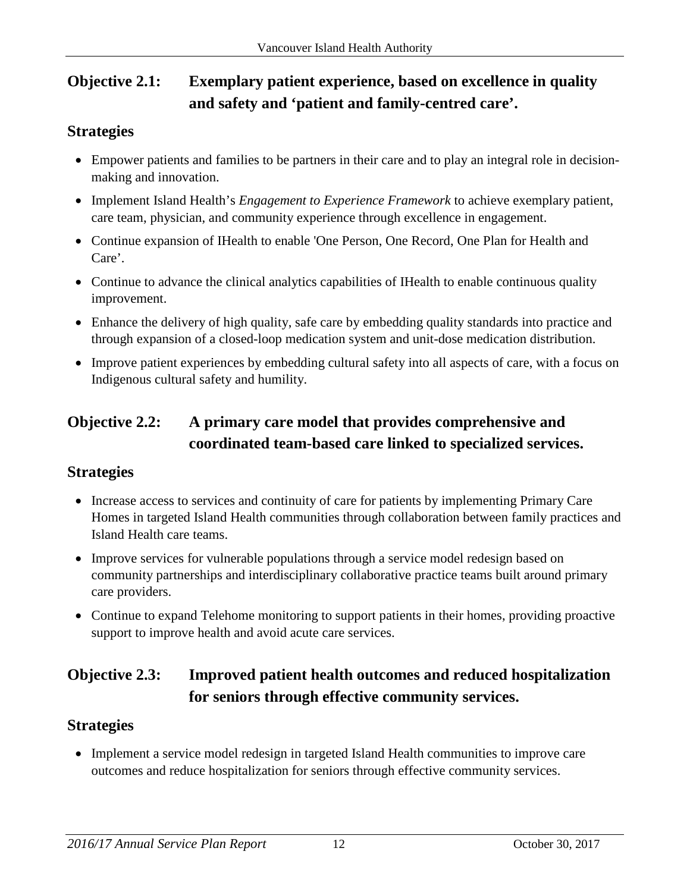## Objective 2.1: Exemplary patient experience, based on excellence in quality and safety and 'patient and family-centred care'.

### Strategies

- Empower patients and families to be partners in their care and to play an integral role in decision-making and innovation.
- Implement Island Health's *Engagement to Experience Framework* to achieve exemplary patient, care team, physician, and community experience through excellence in engagement.
- Continue expansion of IHealth to enable 'One Person, One Record, One Plan for Health and Care'.
- Continue to advance the clinical analytics capabilities of IHealth to enable continuous quality improvement.
- Enhance the delivery of high quality, safe care by embedding quality standards into practice and through expansion of a closed-loop medication system and unit-dose medication distribution.
- Improve patient experiences by embedding cultural safety into all aspects of care, with a focus on Indigenous cultural safety and humility.

## Objective 2.2: A primary care model that provides comprehensive and coordinated team-based care linked to specialized services.

### Strategies

- Increase access to services and continuity of care for patients by implementing Primary Care Homes in targeted Island Health communities through collaboration between family practices and Island Health care teams.
- Improve services for vulnerable populations through a service model redesign based on community partnerships and interdisciplinary collaborative practice teams built around primary care providers.
- Continue to expand Telehome monitoring to support patients in their homes, providing proactive support to improve health and avoid acute care services.

## Objective 2.3: Improved patient health outcomes and reduced hospitalization for seniors through effective community services.

### Strategies

- Implement a service model redesign in targeted Island Health communities to improve care outcomes and reduce hospitalization for seniors through effective community services.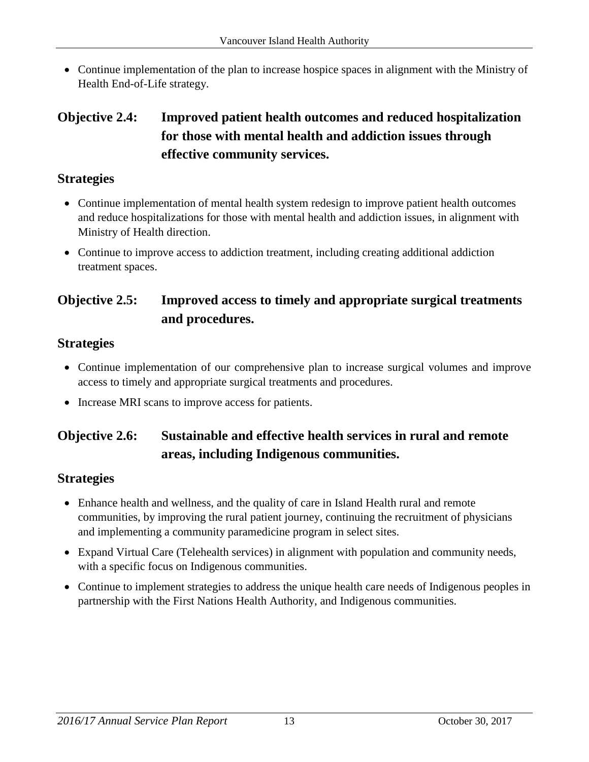- Continue implementation of the plan to increase hospice spaces in alignment with the Ministry of Health End-of-Life strategy.

## Objective 2.4: Improved patient health outcomes and reduced hospitalization for those with mental health and addiction issues through effective community services.

### Strategies

- Continue implementation of mental health system redesign to improve patient health outcomes and reduce hospitalizations for those with mental health and addiction issues, in alignment with Ministry of Health direction.
- Continue to improve access to addiction treatment, including creating additional addiction treatment spaces.

## Objective 2.5: Improved access to timely and appropriate surgical treatments and procedures.

### Strategies

- Continue implementation of our comprehensive plan to increase surgical volumes and improve access to timely and appropriate surgical treatments and procedures.
- Increase MRI scans to improve access for patients.

## Objective 2.6: Sustainable and effective health services in rural and remote areas, including Indigenous communities.

### Strategies

- Enhance health and wellness, and the quality of care in Island Health rural and remote communities, by improving the rural patient journey, continuing the recruitment of physicians and implementing a community paramedicine program in select sites.
- Expand Virtual Care (Telehealth services) in alignment with population and community needs, with a specific focus on Indigenous communities.
- Continue to implement strategies to address the unique health care needs of Indigenous peoples in partnership with the First Nations Health Authority, and Indigenous communities.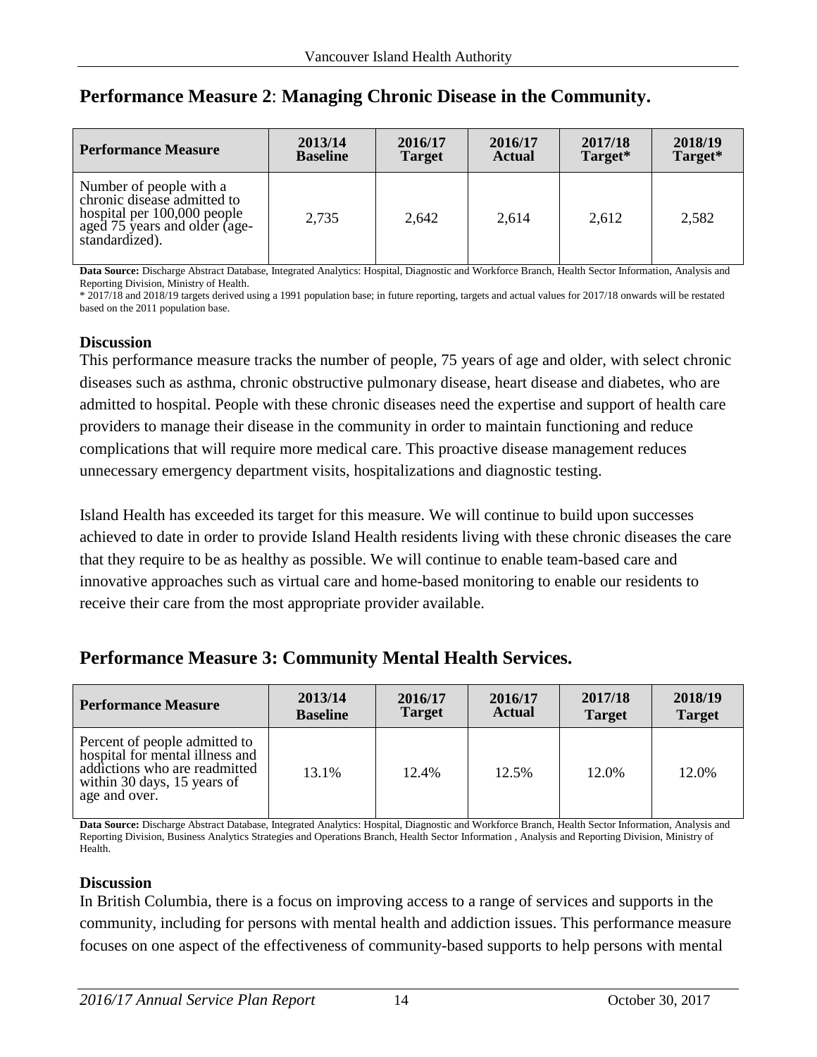## Performance Measure 2: Managing Chronic Disease in the Community.

| Performance Measure | 2013/14 Baseline | 2016/17 Target | 2016/17 Actual | 2017/18 Target* | 2018/19 Target* |
|---|---|---|---|---|---|
| Number of people with a chronic disease admitted to hospital per 100,000 people aged 75 years and older (age-standardized). | 2,735 | 2,642 | 2,614 | 2,612 | 2,582 |

**Data Source:** Discharge Abstract Database, Integrated Analytics: Hospital, Diagnostic and Workforce Branch, Health Sector Information, Analysis and Reporting Division, Ministry of Health.

* 2017/18 and 2018/19 targets derived using a 1991 population base; in future reporting, targets and actual values for 2017/18 onwards will be restated based on the 2011 population base.

### Discussion

This performance measure tracks the number of people, 75 years of age and older, with select chronic diseases such as asthma, chronic obstructive pulmonary disease, heart disease and diabetes, who are admitted to hospital. People with these chronic diseases need the expertise and support of health care providers to manage their disease in the community in order to maintain functioning and reduce complications that will require more medical care. This proactive disease management reduces unnecessary emergency department visits, hospitalizations and diagnostic testing.

Island Health has exceeded its target for this measure. We will continue to build upon successes achieved to date in order to provide Island Health residents living with these chronic diseases the care that they require to be as healthy as possible. We will continue to enable team-based care and innovative approaches such as virtual care and home-based monitoring to enable our residents to receive their care from the most appropriate provider available.

## Performance Measure 3: Community Mental Health Services.

| Performance Measure | 2013/14 Baseline | 2016/17 Target | 2016/17 Actual | 2017/18 Target | 2018/19 Target |
|---|---|---|---|---|---|
| Percent of people admitted to hospital for mental illness and addictions who are readmitted within 30 days, 15 years of age and over. | 13.1% | 12.4% | 12.5% | 12.0% | 12.0% |

**Data Source:** Discharge Abstract Database, Integrated Analytics: Hospital, Diagnostic and Workforce Branch, Health Sector Information, Analysis and Reporting Division, Business Analytics Strategies and Operations Branch, Health Sector Information , Analysis and Reporting Division, Ministry of Health.

### Discussion

In British Columbia, there is a focus on improving access to a range of services and supports in the community, including for persons with mental health and addiction issues. This performance measure focuses on one aspect of the effectiveness of community-based supports to help persons with mental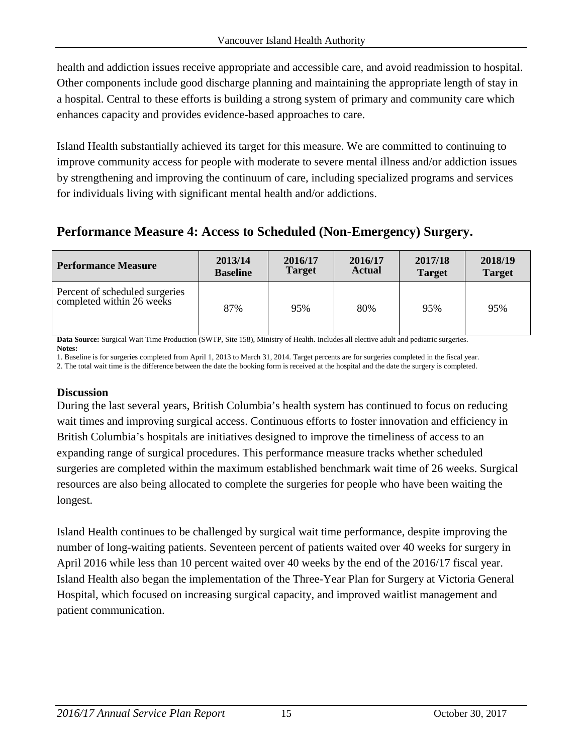health and addiction issues receive appropriate and accessible care, and avoid readmission to hospital. Other components include good discharge planning and maintaining the appropriate length of stay in a hospital. Central to these efforts is building a strong system of primary and community care which enhances capacity and provides evidence-based approaches to care.

Island Health substantially achieved its target for this measure. We are committed to continuing to improve community access for people with moderate to severe mental illness and/or addiction issues by strengthening and improving the continuum of care, including specialized programs and services for individuals living with significant mental health and/or addictions.

## Performance Measure 4: Access to Scheduled (Non-Emergency) Surgery.

| Performance Measure | 2013/14 Baseline | 2016/17 Target | 2016/17 Actual | 2017/18 Target | 2018/19 Target |
|---|---|---|---|---|---|
| Percent of scheduled surgeries completed within 26 weeks | 87% | 95% | 80% | 95% | 95% |

**Data Source:** Surgical Wait Time Production (SWTP, Site 158), Ministry of Health. Includes all elective adult and pediatric surgeries.
**Notes:**
1. Baseline is for surgeries completed from April 1, 2013 to March 31, 2014. Target percents are for surgeries completed in the fiscal year.
2. The total wait time is the difference between the date the booking form is received at the hospital and the date the surgery is completed.

### Discussion

During the last several years, British Columbia's health system has continued to focus on reducing wait times and improving surgical access. Continuous efforts to foster innovation and efficiency in British Columbia's hospitals are initiatives designed to improve the timeliness of access to an expanding range of surgical procedures. This performance measure tracks whether scheduled surgeries are completed within the maximum established benchmark wait time of 26 weeks. Surgical resources are also being allocated to complete the surgeries for people who have been waiting the longest.

Island Health continues to be challenged by surgical wait time performance, despite improving the number of long-waiting patients. Seventeen percent of patients waited over 40 weeks for surgery in April 2016 while less than 10 percent waited over 40 weeks by the end of the 2016/17 fiscal year. Island Health also began the implementation of the Three-Year Plan for Surgery at Victoria General Hospital, which focused on increasing surgical capacity, and improved waitlist management and patient communication.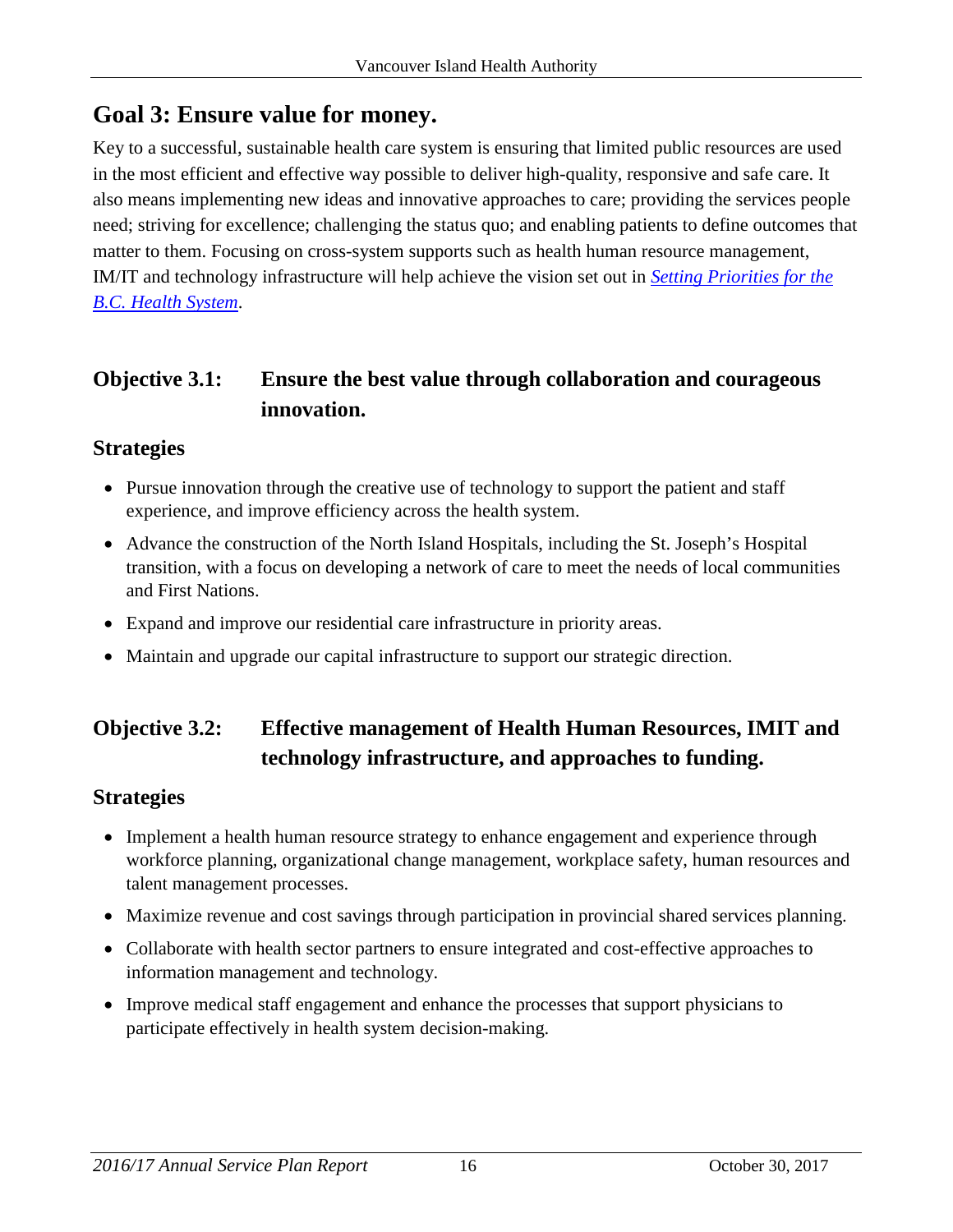## Goal 3: Ensure value for money.

Key to a successful, sustainable health care system is ensuring that limited public resources are used in the most efficient and effective way possible to deliver high-quality, responsive and safe care. It also means implementing new ideas and innovative approaches to care; providing the services people need; striving for excellence; challenging the status quo; and enabling patients to define outcomes that matter to them. Focusing on cross-system supports such as health human resource management, IM/IT and technology infrastructure will help achieve the vision set out in *Setting Priorities for the B.C. Health System*.

### Objective 3.1: Ensure the best value through collaboration and courageous innovation.

#### Strategies

- Pursue innovation through the creative use of technology to support the patient and staff experience, and improve efficiency across the health system.
- Advance the construction of the North Island Hospitals, including the St. Joseph's Hospital transition, with a focus on developing a network of care to meet the needs of local communities and First Nations.
- Expand and improve our residential care infrastructure in priority areas.
- Maintain and upgrade our capital infrastructure to support our strategic direction.

### Objective 3.2: Effective management of Health Human Resources, IMIT and technology infrastructure, and approaches to funding.

#### Strategies

- Implement a health human resource strategy to enhance engagement and experience through workforce planning, organizational change management, workplace safety, human resources and talent management processes.
- Maximize revenue and cost savings through participation in provincial shared services planning.
- Collaborate with health sector partners to ensure integrated and cost-effective approaches to information management and technology.
- Improve medical staff engagement and enhance the processes that support physicians to participate effectively in health system decision-making.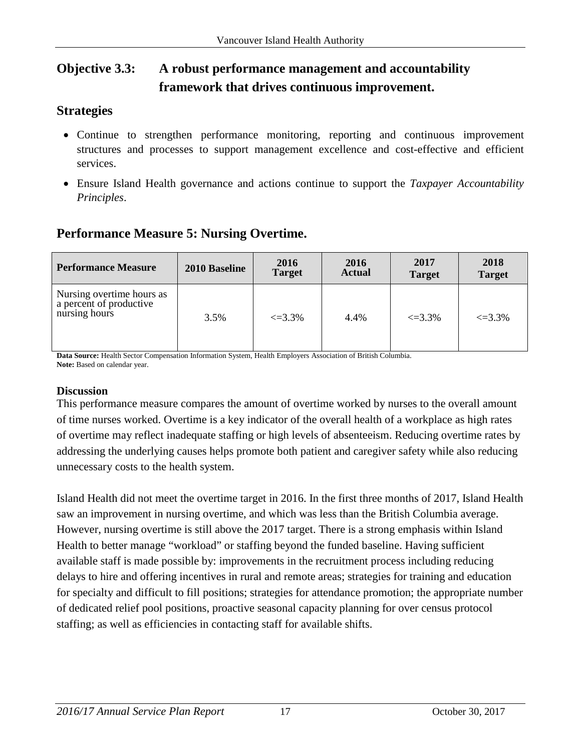## Objective 3.3: A robust performance management and accountability framework that drives continuous improvement.

### Strategies

- Continue to strengthen performance monitoring, reporting and continuous improvement structures and processes to support management excellence and cost-effective and efficient services.
- Ensure Island Health governance and actions continue to support the *Taxpayer Accountability Principles*.

## Performance Measure 5: Nursing Overtime.

| Performance Measure | 2010 Baseline | 2016 Target | 2016 Actual | 2017 Target | 2018 Target |
|---|---|---|---|---|---|
| Nursing overtime hours as a percent of productive nursing hours | 3.5% | <=3.3% | 4.4% | <=3.3% | <=3.3% |

**Data Source:** Health Sector Compensation Information System, Health Employers Association of British Columbia.
**Note:** Based on calendar year.

**Discussion**

This performance measure compares the amount of overtime worked by nurses to the overall amount of time nurses worked. Overtime is a key indicator of the overall health of a workplace as high rates of overtime may reflect inadequate staffing or high levels of absenteeism. Reducing overtime rates by addressing the underlying causes helps promote both patient and caregiver safety while also reducing unnecessary costs to the health system.

Island Health did not meet the overtime target in 2016. In the first three months of 2017, Island Health saw an improvement in nursing overtime, and which was less than the British Columbia average. However, nursing overtime is still above the 2017 target. There is a strong emphasis within Island Health to better manage "workload" or staffing beyond the funded baseline. Having sufficient available staff is made possible by: improvements in the recruitment process including reducing delays to hire and offering incentives in rural and remote areas; strategies for training and education for specialty and difficult to fill positions; strategies for attendance promotion; the appropriate number of dedicated relief pool positions, proactive seasonal capacity planning for over census protocol staffing; as well as efficiencies in contacting staff for available shifts.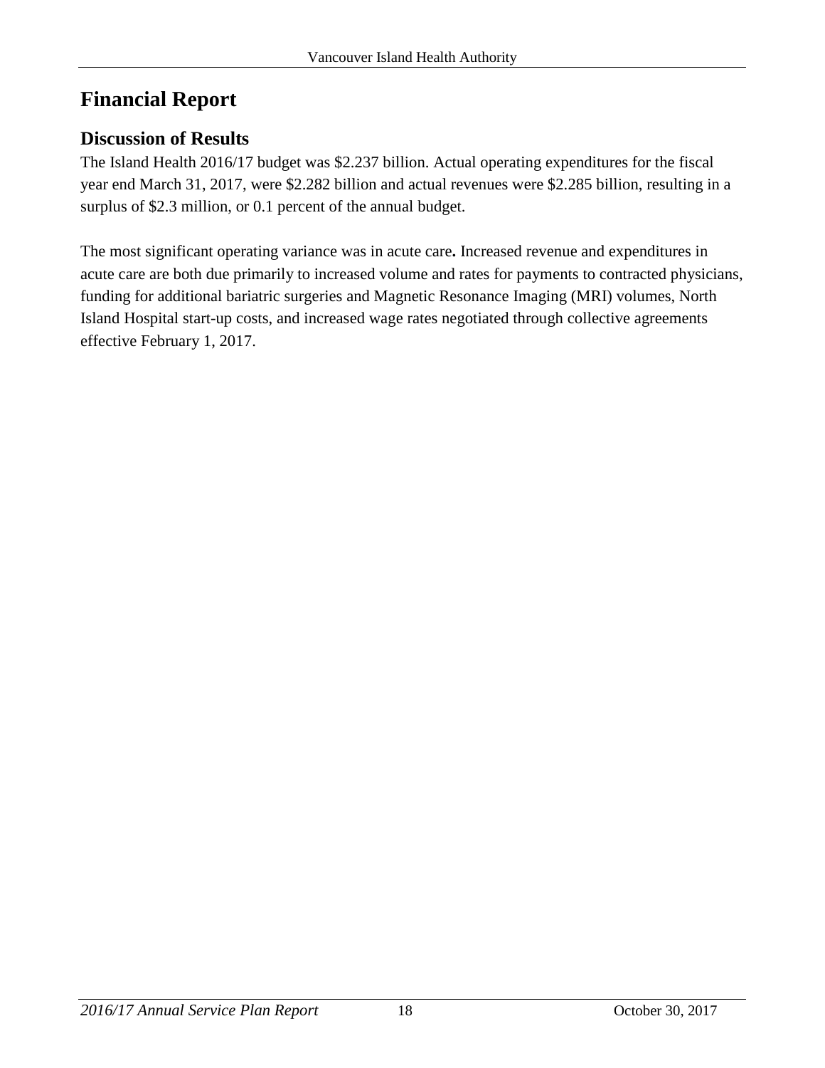# Financial Report

## Discussion of Results

The Island Health 2016/17 budget was $2.237 billion. Actual operating expenditures for the fiscal year end March 31, 2017, were $2.282 billion and actual revenues were $2.285 billion, resulting in a surplus of $2.3 million, or 0.1 percent of the annual budget.

The most significant operating variance was in acute care**.** Increased revenue and expenditures in acute care are both due primarily to increased volume and rates for payments to contracted physicians, funding for additional bariatric surgeries and Magnetic Resonance Imaging (MRI) volumes, North Island Hospital start-up costs, and increased wage rates negotiated through collective agreements effective February 1, 2017.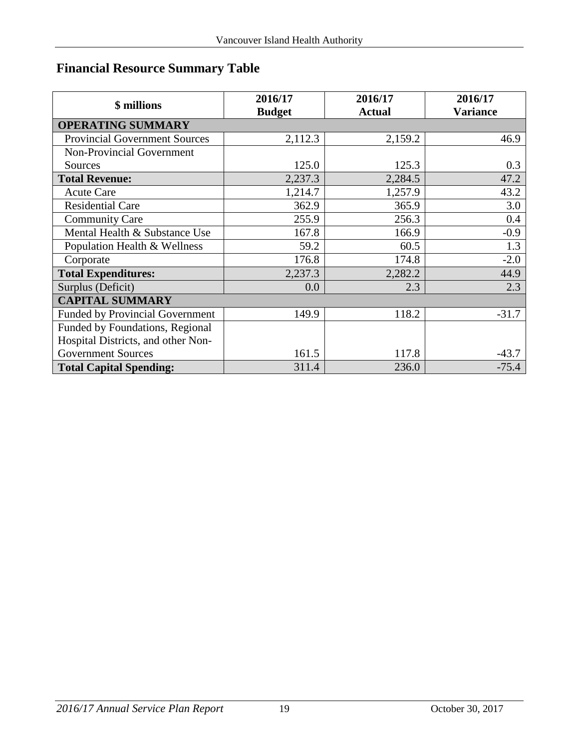## Financial Resource Summary Table

| $ millions | 2016/17 Budget | 2016/17 Actual | 2016/17 Variance |
|---|---|---|---|
| **OPERATING SUMMARY** | | | |
| Provincial Government Sources | 2,112.3 | 2,159.2 | 46.9 |
| Non-Provincial Government Sources | 125.0 | 125.3 | 0.3 |
| **Total Revenue:** | 2,237.3 | 2,284.5 | 47.2 |
| Acute Care | 1,214.7 | 1,257.9 | 43.2 |
| Residential Care | 362.9 | 365.9 | 3.0 |
| Community Care | 255.9 | 256.3 | 0.4 |
| Mental Health & Substance Use | 167.8 | 166.9 | -0.9 |
| Population Health & Wellness | 59.2 | 60.5 | 1.3 |
| Corporate | 176.8 | 174.8 | -2.0 |
| **Total Expenditures:** | 2,237.3 | 2,282.2 | 44.9 |
| Surplus (Deficit) | 0.0 | 2.3 | 2.3 |
| **CAPITAL SUMMARY** | | | |
| Funded by Provincial Government | 149.9 | 118.2 | -31.7 |
| Funded by Foundations, Regional Hospital Districts, and other Non-Government Sources | 161.5 | 117.8 | -43.7 |
| **Total Capital Spending:** | 311.4 | 236.0 | -75.4 |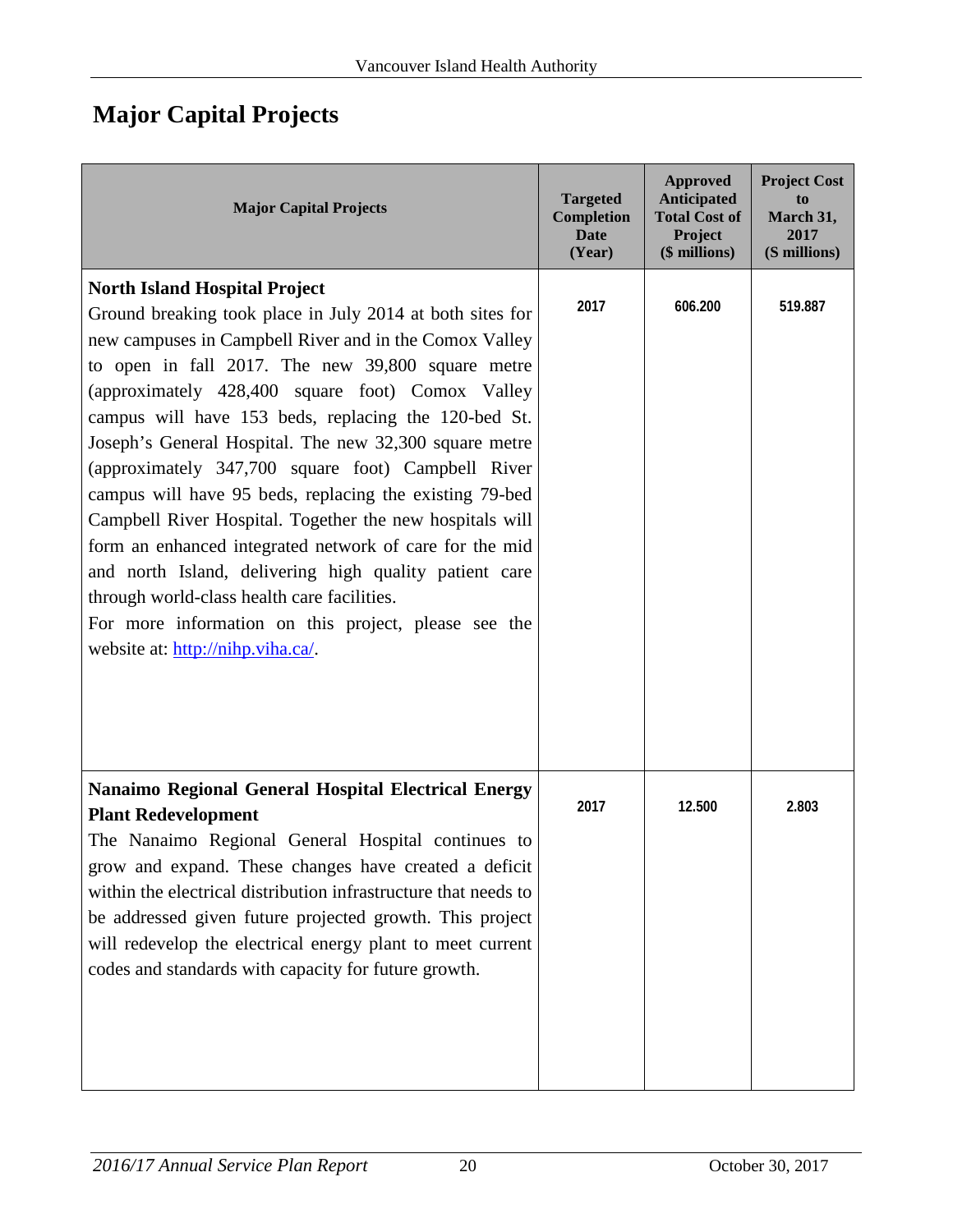# Major Capital Projects

| Major Capital Projects | Targeted Completion Date (Year) | Approved Anticipated Total Cost of Project ($ millions) | Project Cost to March 31, 2017 ($ millions) |
|---|---|---|---|
| **North Island Hospital Project**<br>Ground breaking took place in July 2014 at both sites for new campuses in Campbell River and in the Comox Valley to open in fall 2017. The new 39,800 square metre (approximately 428,400 square foot) Comox Valley campus will have 153 beds, replacing the 120-bed St. Joseph's General Hospital. The new 32,300 square metre (approximately 347,700 square foot) Campbell River campus will have 95 beds, replacing the existing 79-bed Campbell River Hospital. Together the new hospitals will form an enhanced integrated network of care for the mid and north Island, delivering high quality patient care through world-class health care facilities.<br>For more information on this project, please see the website at: [http://nihp.viha.ca/](http://nihp.viha.ca/). | 2017 | 606.200 | 519.887 |
| **Nanaimo Regional General Hospital Electrical Energy Plant Redevelopment**<br>The Nanaimo Regional General Hospital continues to grow and expand. These changes have created a deficit within the electrical distribution infrastructure that needs to be addressed given future projected growth. This project will redevelop the electrical energy plant to meet current codes and standards with capacity for future growth. | 2017 | 12.500 | 2.803 |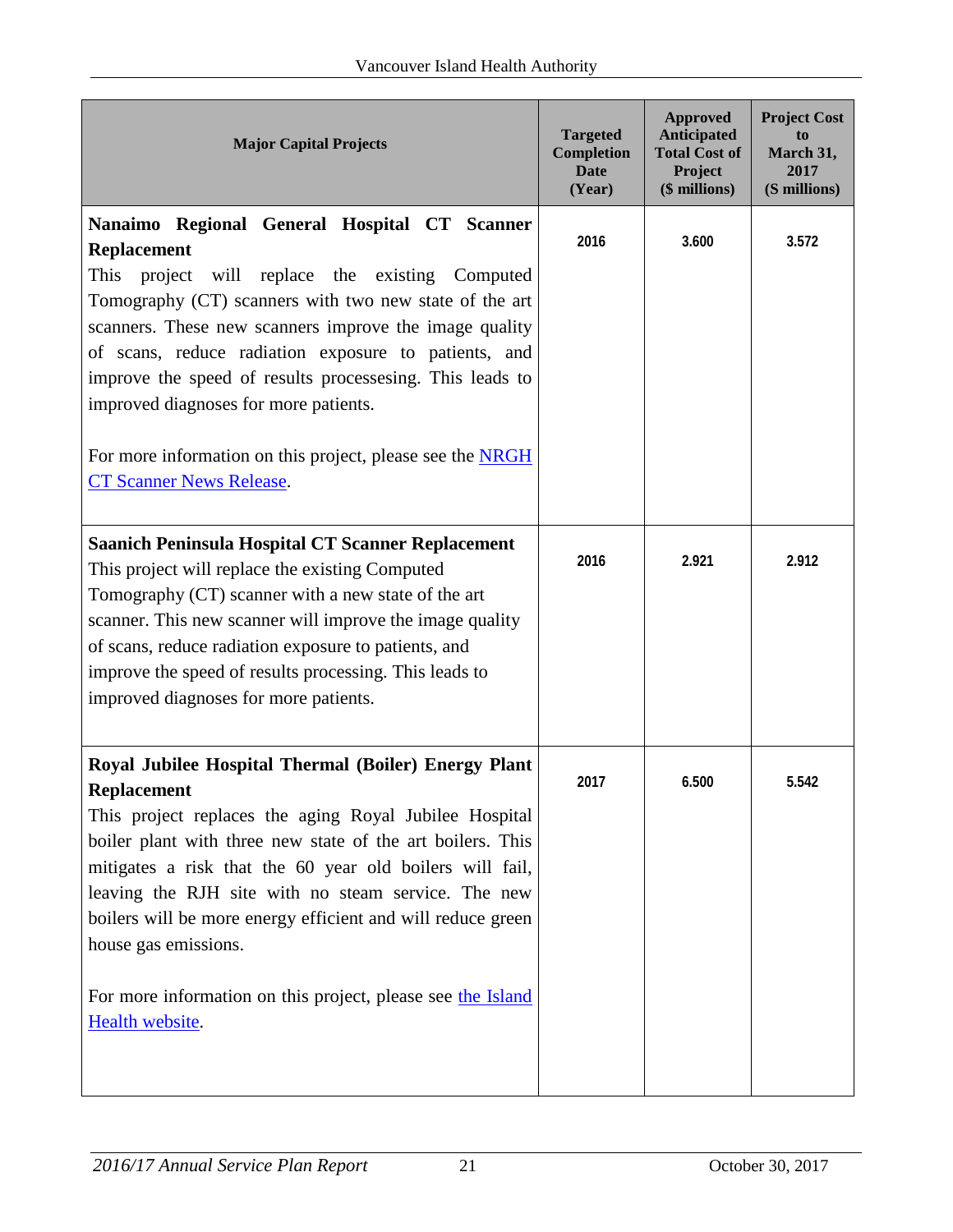| Major Capital Projects | Targeted Completion Date (Year) | Approved Anticipated Total Cost of Project ($ millions) | Project Cost to March 31, 2017 (S millions) |
|---|---|---|---|
| **Nanaimo Regional General Hospital CT Scanner Replacement**<br>This project will replace the existing Computed Tomography (CT) scanners with two new state of the art scanners. These new scanners improve the image quality of scans, reduce radiation exposure to patients, and improve the speed of results processesing. This leads to improved diagnoses for more patients.<br><br>For more information on this project, please see the NRGH CT Scanner News Release. | 2016 | 3.600 | 3.572 |
| **Saanich Peninsula Hospital CT Scanner Replacement**<br>This project will replace the existing Computed Tomography (CT) scanner with a new state of the art scanner. This new scanner will improve the image quality of scans, reduce radiation exposure to patients, and improve the speed of results processing. This leads to improved diagnoses for more patients. | 2016 | 2.921 | 2.912 |
| **Royal Jubilee Hospital Thermal (Boiler) Energy Plant Replacement**<br>This project replaces the aging Royal Jubilee Hospital boiler plant with three new state of the art boilers. This mitigates a risk that the 60 year old boilers will fail, leaving the RJH site with no steam service. The new boilers will be more energy efficient and will reduce green house gas emissions.<br><br>For more information on this project, please see the Island Health website. | 2017 | 6.500 | 5.542 |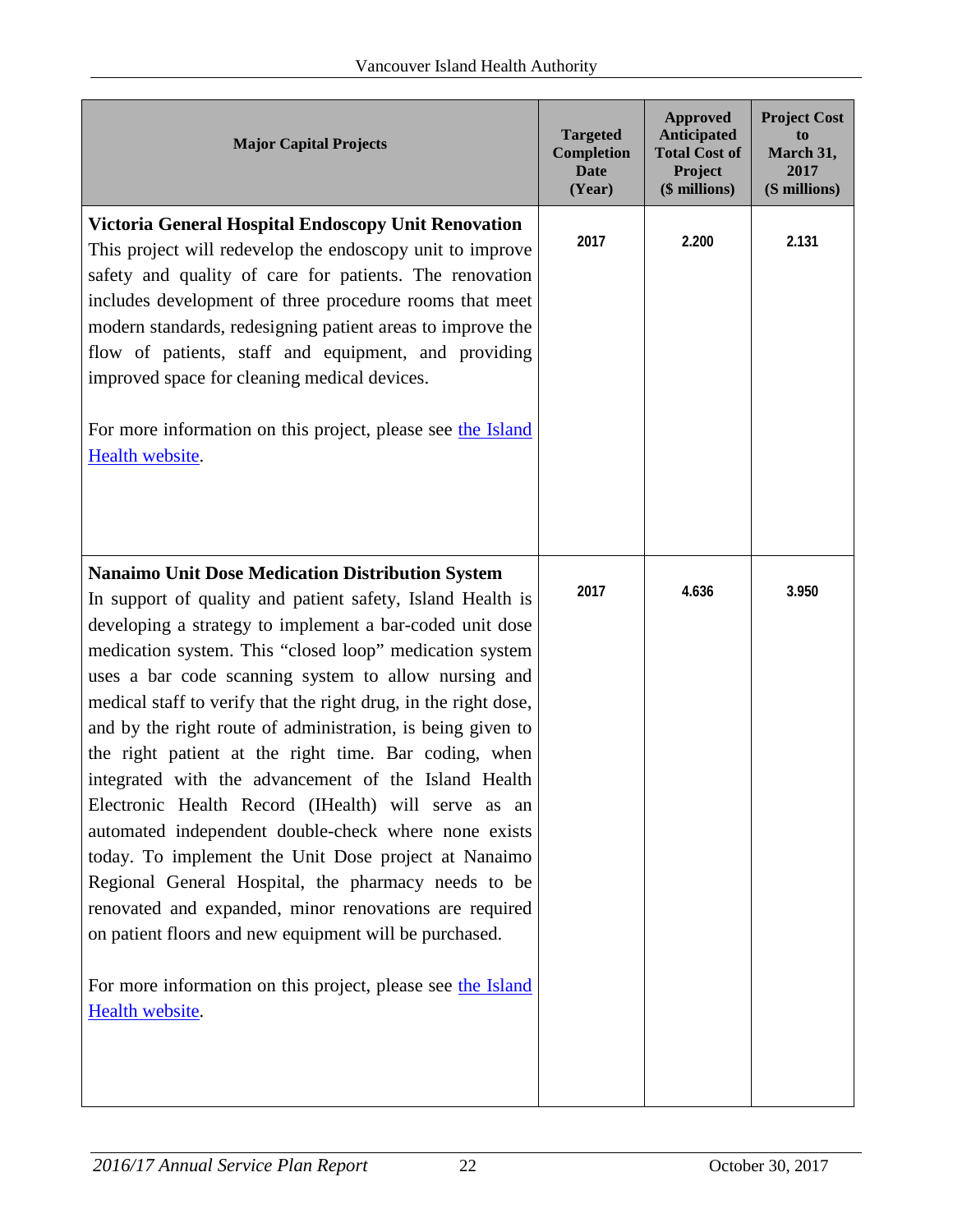| Major Capital Projects | Targeted Completion Date (Year) | Approved Anticipated Total Cost of Project ($ millions) | Project Cost to March 31, 2017 ($ millions) |
|---|---|---|---|
| **Victoria General Hospital Endoscopy Unit Renovation**<br>This project will redevelop the endoscopy unit to improve safety and quality of care for patients. The renovation includes development of three procedure rooms that meet modern standards, redesigning patient areas to improve the flow of patients, staff and equipment, and providing improved space for cleaning medical devices.<br><br>For more information on this project, please see the Island Health website. | 2017 | 2.200 | 2.131 |
| **Nanaimo Unit Dose Medication Distribution System**<br>In support of quality and patient safety, Island Health is developing a strategy to implement a bar-coded unit dose medication system. This "closed loop" medication system uses a bar code scanning system to allow nursing and medical staff to verify that the right drug, in the right dose, and by the right route of administration, is being given to the right patient at the right time. Bar coding, when integrated with the advancement of the Island Health Electronic Health Record (IHealth) will serve as an automated independent double-check where none exists today. To implement the Unit Dose project at Nanaimo Regional General Hospital, the pharmacy needs to be renovated and expanded, minor renovations are required on patient floors and new equipment will be purchased.<br><br>For more information on this project, please see the Island Health website. | 2017 | 4.636 | 3.950 |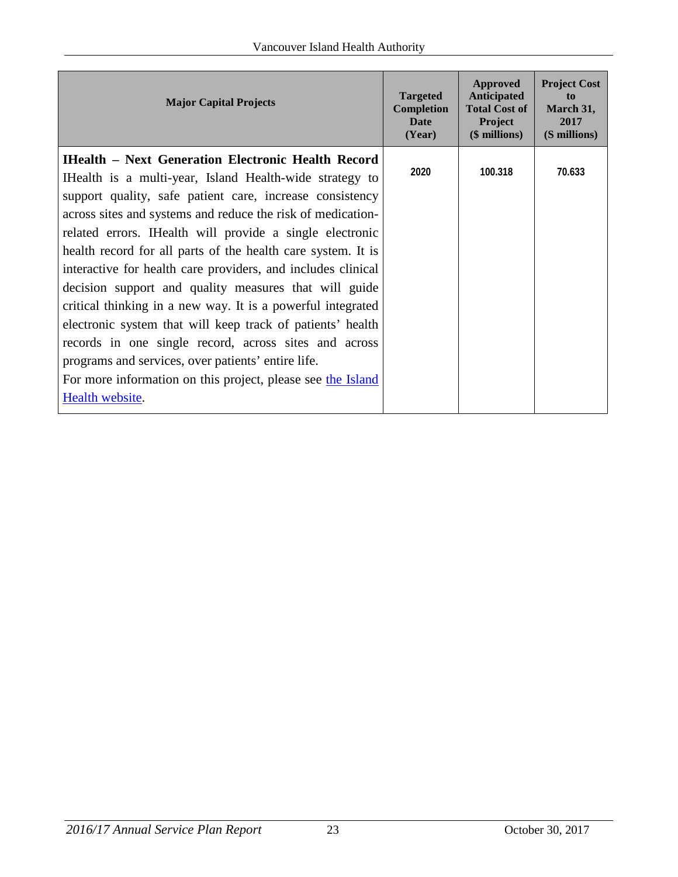| Major Capital Projects | Targeted Completion Date (Year) | Approved Anticipated Total Cost of Project ($ millions) | Project Cost to March 31, 2017 ($ millions) |
|---|---|---|---|
| **IHealth – Next Generation Electronic Health Record** IHealth is a multi-year, Island Health-wide strategy to support quality, safe patient care, increase consistency across sites and systems and reduce the risk of medication-related errors. IHealth will provide a single electronic health record for all parts of the health care system. It is interactive for health care providers, and includes clinical decision support and quality measures that will guide critical thinking in a new way. It is a powerful integrated electronic system that will keep track of patients' health records in one single record, across sites and across programs and services, over patients' entire life. For more information on this project, please see the Island Health website. | 2020 | 100.318 | 70.633 |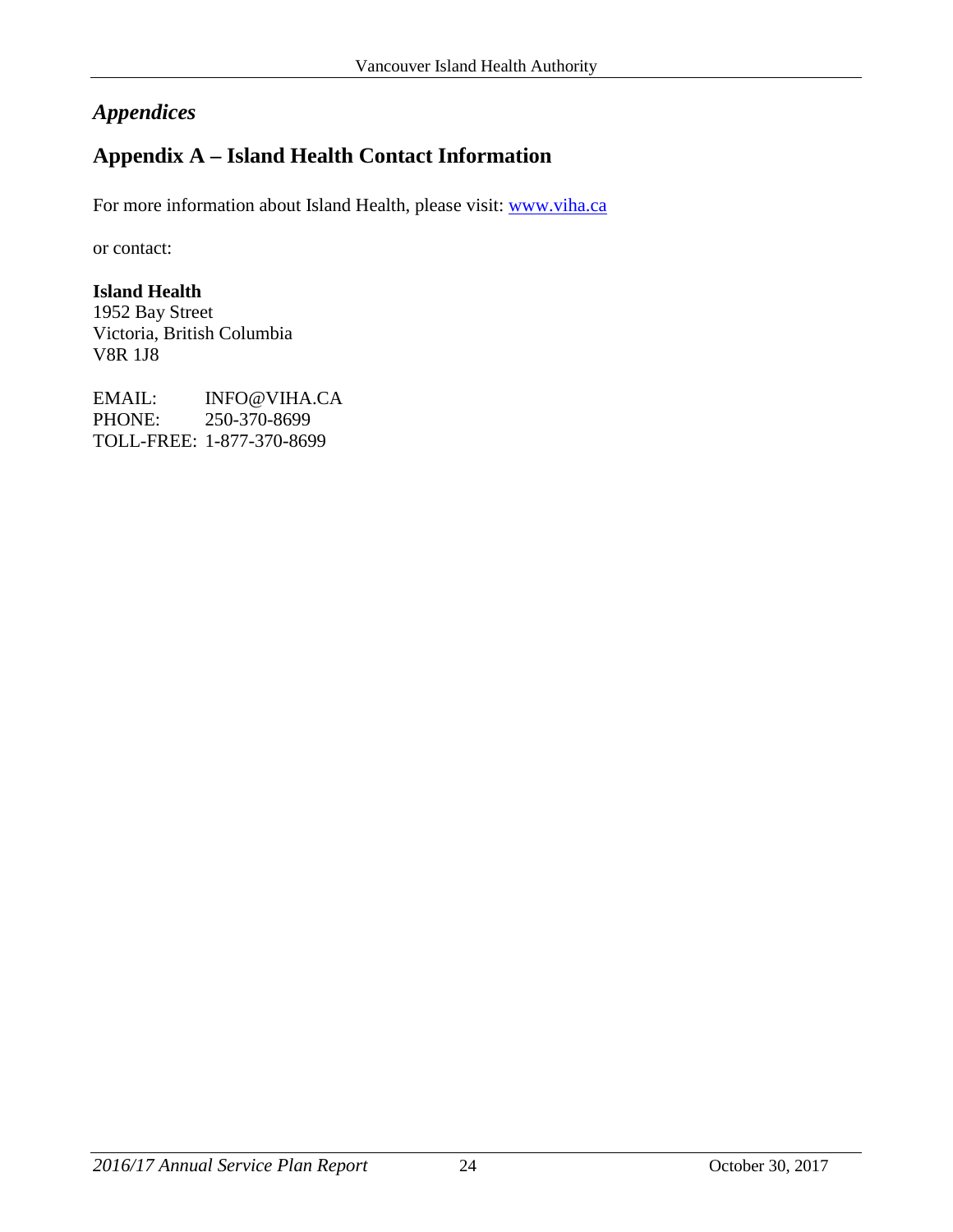# *Appendices*

## Appendix A – Island Health Contact Information

For more information about Island Health, please visit: [www.viha.ca](http://www.viha.ca)

or contact:

**Island Health**
1952 Bay Street
Victoria, British Columbia
V8R 1J8

EMAIL: INFO@VIHA.CA
PHONE: 250-370-8699
TOLL-FREE: 1-877-370-8699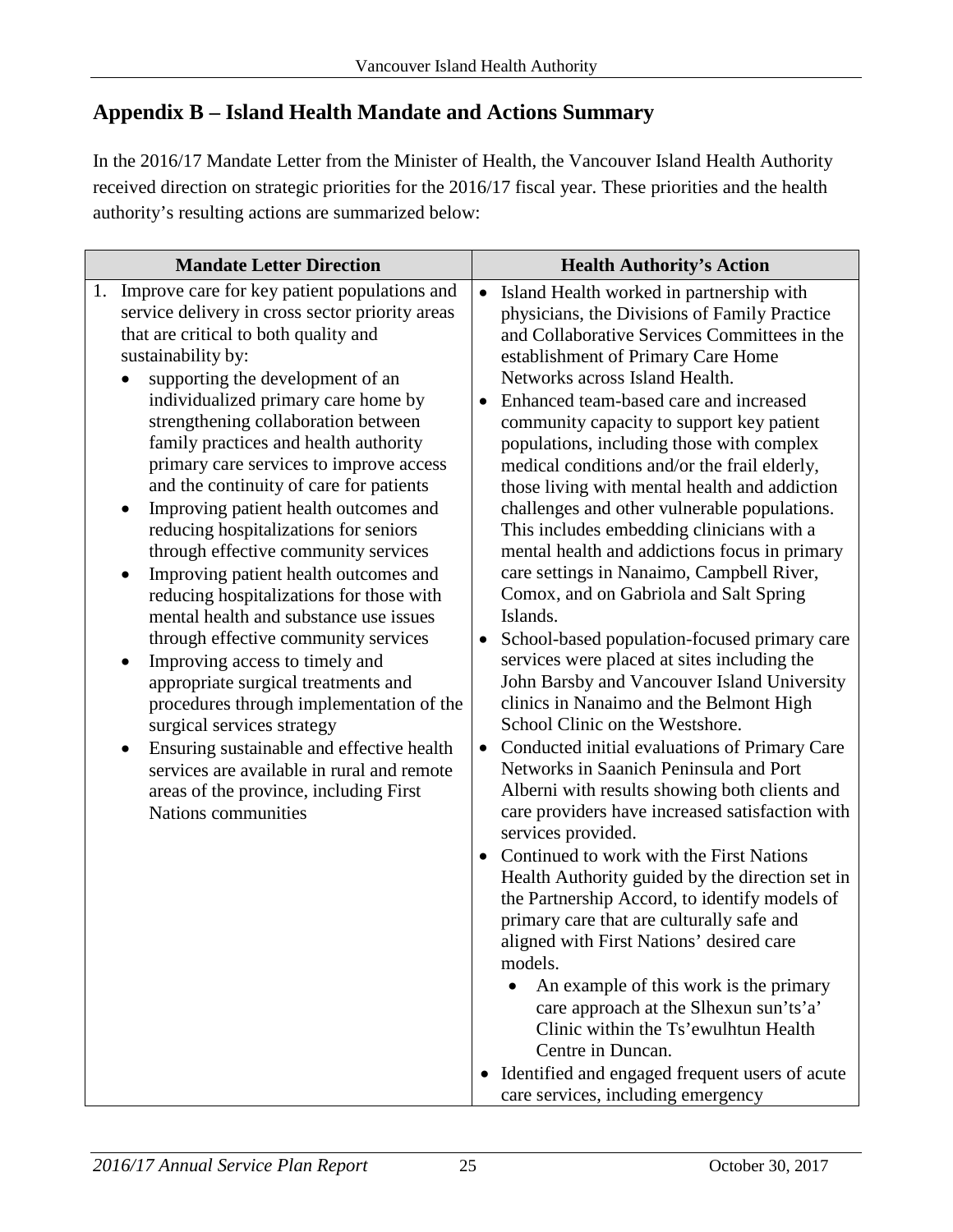## Appendix B – Island Health Mandate and Actions Summary

In the 2016/17 Mandate Letter from the Minister of Health, the Vancouver Island Health Authority received direction on strategic priorities for the 2016/17 fiscal year. These priorities and the health authority's resulting actions are summarized below:

| Mandate Letter Direction | Health Authority's Action |
| --- | --- |
| 1. Improve care for key patient populations and service delivery in cross sector priority areas that are critical to both quality and sustainability by:<br>• supporting the development of an individualized primary care home by strengthening collaboration between family practices and health authority primary care services to improve access and the continuity of care for patients<br>• Improving patient health outcomes and reducing hospitalizations for seniors through effective community services<br>• Improving patient health outcomes and reducing hospitalizations for those with mental health and substance use issues through effective community services<br>• Improving access to timely and appropriate surgical treatments and procedures through implementation of the surgical services strategy<br>• Ensuring sustainable and effective health services are available in rural and remote areas of the province, including First Nations communities | • Island Health worked in partnership with physicians, the Divisions of Family Practice and Collaborative Services Committees in the establishment of Primary Care Home Networks across Island Health.<br>• Enhanced team-based care and increased community capacity to support key patient populations, including those with complex medical conditions and/or the frail elderly, those living with mental health and addiction challenges and other vulnerable populations. This includes embedding clinicians with a mental health and addictions focus in primary care settings in Nanaimo, Campbell River, Comox, and on Gabriola and Salt Spring Islands.<br>• School-based population-focused primary care services were placed at sites including the John Barsby and Vancouver Island University clinics in Nanaimo and the Belmont High School Clinic on the Westshore.<br>• Conducted initial evaluations of Primary Care Networks in Saanich Peninsula and Port Alberni with results showing both clients and care providers have increased satisfaction with services provided.<br>• Continued to work with the First Nations Health Authority guided by the direction set in the Partnership Accord, to identify models of primary care that are culturally safe and aligned with First Nations' desired care models.<br>&nbsp;&nbsp;&nbsp;&nbsp;• An example of this work is the primary care approach at the Slhexun sun'ts'a' Clinic within the Ts'ewulhtun Health Centre in Duncan.<br>• Identified and engaged frequent users of acute care services, including emergency |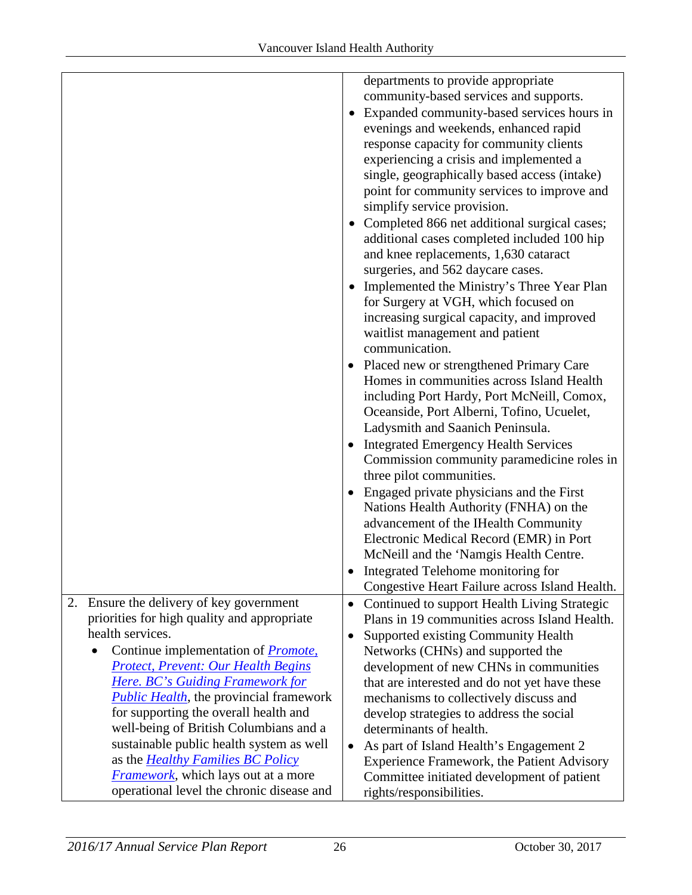| | |
|---|---|
| | departments to provide appropriate community-based services and supports.<br>• Expanded community-based services hours in evenings and weekends, enhanced rapid response capacity for community clients experiencing a crisis and implemented a single, geographically based access (intake) point for community services to improve and simplify service provision.<br>• Completed 866 net additional surgical cases; additional cases completed included 100 hip and knee replacements, 1,630 cataract surgeries, and 562 daycare cases.<br>• Implemented the Ministry's Three Year Plan for Surgery at VGH, which focused on increasing surgical capacity, and improved waitlist management and patient communication.<br>• Placed new or strengthened Primary Care Homes in communities across Island Health including Port Hardy, Port McNeill, Comox, Oceanside, Port Alberni, Tofino, Ucuelet, Ladysmith and Saanich Peninsula.<br>• Integrated Emergency Health Services Commission community paramedicine roles in three pilot communities.<br>• Engaged private physicians and the First Nations Health Authority (FNHA) on the advancement of the IHealth Community Electronic Medical Record (EMR) in Port McNeill and the 'Namgis Health Centre.<br>• Integrated Telehome monitoring for Congestive Heart Failure across Island Health. |
| 2. Ensure the delivery of key government priorities for high quality and appropriate health services.<br>• Continue implementation of *Promote, Protect, Prevent: Our Health Begins Here. BC's Guiding Framework for Public Health*, the provincial framework for supporting the overall health and well-being of British Columbians and a sustainable public health system as well as the *Healthy Families BC Policy Framework*, which lays out at a more operational level the chronic disease and | • Continued to support Health Living Strategic Plans in 19 communities across Island Health.<br>• Supported existing Community Health Networks (CHNs) and supported the development of new CHNs in communities that are interested and do not yet have these mechanisms to collectively discuss and develop strategies to address the social determinants of health.<br>• As part of Island Health's Engagement 2 Experience Framework, the Patient Advisory Committee initiated development of patient rights/responsibilities. |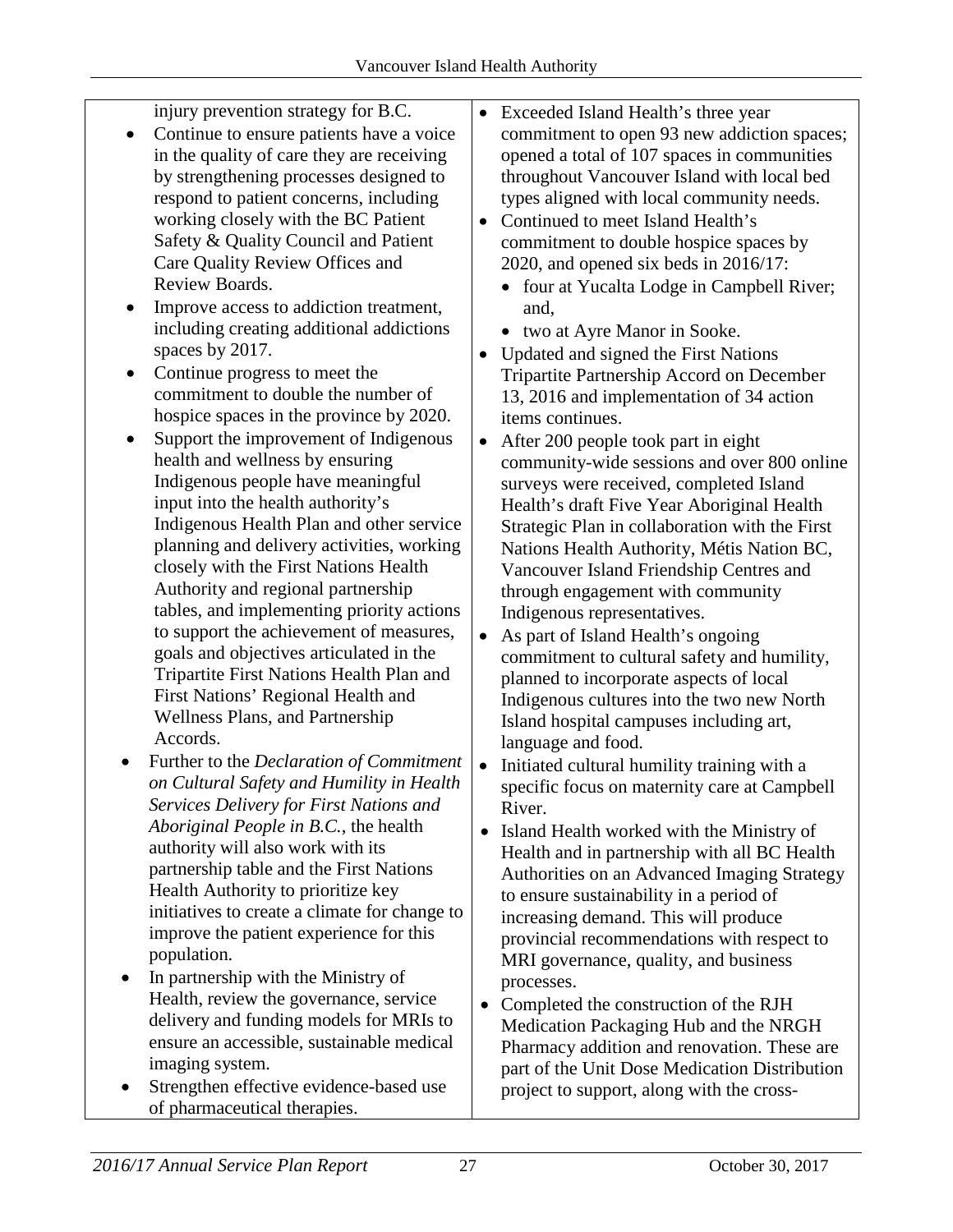| | |
|---|---|
| injury prevention strategy for B.C.<br>• Continue to ensure patients have a voice in the quality of care they are receiving by strengthening processes designed to respond to patient concerns, including working closely with the BC Patient Safety & Quality Council and Patient Care Quality Review Offices and Review Boards.<br>• Improve access to addiction treatment, including creating additional addictions spaces by 2017.<br>• Continue progress to meet the commitment to double the number of hospice spaces in the province by 2020.<br>• Support the improvement of Indigenous health and wellness by ensuring Indigenous people have meaningful input into the health authority's Indigenous Health Plan and other service planning and delivery activities, working closely with the First Nations Health Authority and regional partnership tables, and implementing priority actions to support the achievement of measures, goals and objectives articulated in the Tripartite First Nations Health Plan and First Nations' Regional Health and Wellness Plans, and Partnership Accords.<br>• Further to the *Declaration of Commitment on Cultural Safety and Humility in Health Services Delivery for First Nations and Aboriginal People in B.C.*, the health authority will also work with its partnership table and the First Nations Health Authority to prioritize key initiatives to create a climate for change to improve the patient experience for this population.<br>• In partnership with the Ministry of Health, review the governance, service delivery and funding models for MRIs to ensure an accessible, sustainable medical imaging system.<br>• Strengthen effective evidence-based use of pharmaceutical therapies. | • Exceeded Island Health's three year commitment to open 93 new addiction spaces; opened a total of 107 spaces in communities throughout Vancouver Island with local bed types aligned with local community needs.<br>• Continued to meet Island Health's commitment to double hospice spaces by 2020, and opened six beds in 2016/17:<br>  ◦ four at Yucalta Lodge in Campbell River; and,<br>  ◦ two at Ayre Manor in Sooke.<br>• Updated and signed the First Nations Tripartite Partnership Accord on December 13, 2016 and implementation of 34 action items continues.<br>• After 200 people took part in eight community-wide sessions and over 800 online surveys were received, completed Island Health's draft Five Year Aboriginal Health Strategic Plan in collaboration with the First Nations Health Authority, Métis Nation BC, Vancouver Island Friendship Centres and through engagement with community Indigenous representatives.<br>• As part of Island Health's ongoing commitment to cultural safety and humility, planned to incorporate aspects of local Indigenous cultures into the two new North Island hospital campuses including art, language and food.<br>• Initiated cultural humility training with a specific focus on maternity care at Campbell River.<br>• Island Health worked with the Ministry of Health and in partnership with all BC Health Authorities on an Advanced Imaging Strategy to ensure sustainability in a period of increasing demand. This will produce provincial recommendations with respect to MRI governance, quality, and business processes.<br>• Completed the construction of the RJH Medication Packaging Hub and the NRGH Pharmacy addition and renovation. These are part of the Unit Dose Medication Distribution project to support, along with the cross- |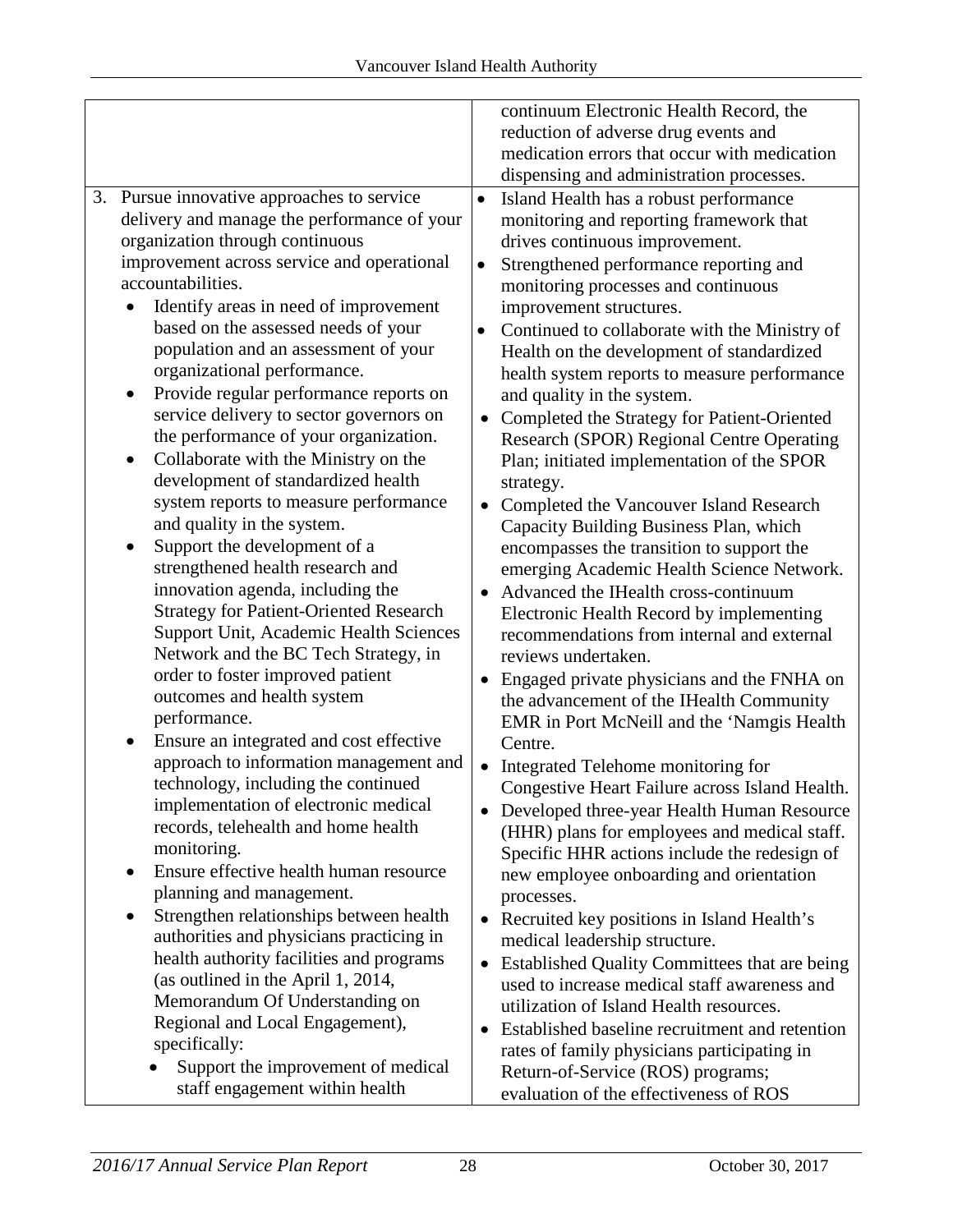| | |
|---|---|
| | continuum Electronic Health Record, the reduction of adverse drug events and medication errors that occur with medication dispensing and administration processes. |
| 3. Pursue innovative approaches to service delivery and manage the performance of your organization through continuous improvement across service and operational accountabilities.<br>• Identify areas in need of improvement based on the assessed needs of your population and an assessment of your organizational performance.<br>• Provide regular performance reports on service delivery to sector governors on the performance of your organization.<br>• Collaborate with the Ministry on the development of standardized health system reports to measure performance and quality in the system.<br>• Support the development of a strengthened health research and innovation agenda, including the Strategy for Patient-Oriented Research Support Unit, Academic Health Sciences Network and the BC Tech Strategy, in order to foster improved patient outcomes and health system performance.<br>• Ensure an integrated and cost effective approach to information management and technology, including the continued implementation of electronic medical records, telehealth and home health monitoring.<br>• Ensure effective health human resource planning and management.<br>• Strengthen relationships between health authorities and physicians practicing in health authority facilities and programs (as outlined in the April 1, 2014, Memorandum Of Understanding on Regional and Local Engagement), specifically:<br>  • Support the improvement of medical staff engagement within health | • Island Health has a robust performance monitoring and reporting framework that drives continuous improvement.<br>• Strengthened performance reporting and monitoring processes and continuous improvement structures.<br>• Continued to collaborate with the Ministry of Health on the development of standardized health system reports to measure performance and quality in the system.<br>• Completed the Strategy for Patient-Oriented Research (SPOR) Regional Centre Operating Plan; initiated implementation of the SPOR strategy.<br>• Completed the Vancouver Island Research Capacity Building Business Plan, which encompasses the transition to support the emerging Academic Health Science Network.<br>• Advanced the IHealth cross-continuum Electronic Health Record by implementing recommendations from internal and external reviews undertaken.<br>• Engaged private physicians and the FNHA on the advancement of the IHealth Community EMR in Port McNeill and the 'Namgis Health Centre.<br>• Integrated Telehome monitoring for Congestive Heart Failure across Island Health.<br>• Developed three-year Health Human Resource (HHR) plans for employees and medical staff. Specific HHR actions include the redesign of new employee onboarding and orientation processes.<br>• Recruited key positions in Island Health's medical leadership structure.<br>• Established Quality Committees that are being used to increase medical staff awareness and utilization of Island Health resources.<br>• Established baseline recruitment and retention rates of family physicians participating in Return-of-Service (ROS) programs; evaluation of the effectiveness of ROS |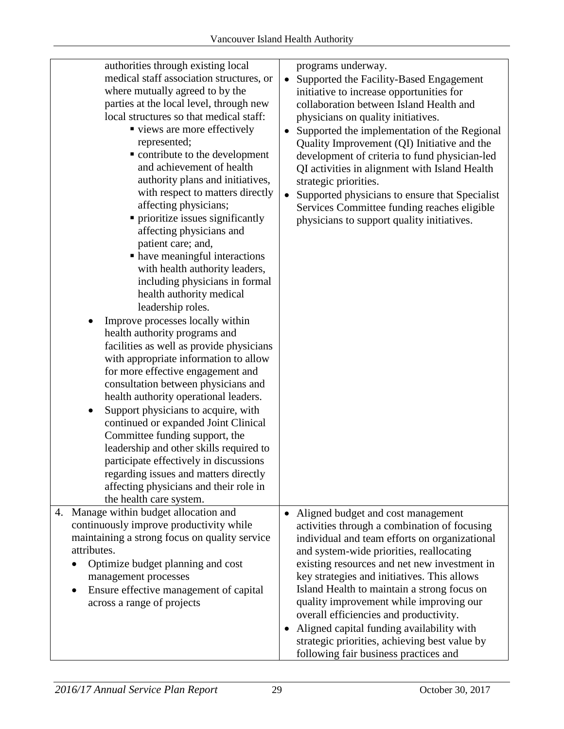| | |
|---|---|
| authorities through existing local medical staff association structures, or where mutually agreed to by the parties at the local level, through new local structures so that medical staff:<br>▪ views are more effectively represented;<br>▪ contribute to the development and achievement of health authority plans and initiatives, with respect to matters directly affecting physicians;<br>▪ prioritize issues significantly affecting physicians and patient care; and,<br>▪ have meaningful interactions with health authority leaders, including physicians in formal health authority medical leadership roles.<br>• Improve processes locally within health authority programs and facilities as well as provide physicians with appropriate information to allow for more effective engagement and consultation between physicians and health authority operational leaders.<br>• Support physicians to acquire, with continued or expanded Joint Clinical Committee funding support, the leadership and other skills required to participate effectively in discussions regarding issues and matters directly affecting physicians and their role in the health care system. | programs underway.<br>• Supported the Facility-Based Engagement initiative to increase opportunities for collaboration between Island Health and physicians on quality initiatives.<br>• Supported the implementation of the Regional Quality Improvement (QI) Initiative and the development of criteria to fund physician-led QI activities in alignment with Island Health strategic priorities.<br>• Supported physicians to ensure that Specialist Services Committee funding reaches eligible physicians to support quality initiatives. |
| 4. Manage within budget allocation and continuously improve productivity while maintaining a strong focus on quality service attributes.<br>• Optimize budget planning and cost management processes<br>• Ensure effective management of capital across a range of projects | • Aligned budget and cost management activities through a combination of focusing individual and team efforts on organizational and system-wide priorities, reallocating existing resources and net new investment in key strategies and initiatives. This allows Island Health to maintain a strong focus on quality improvement while improving our overall efficiencies and productivity.<br>• Aligned capital funding availability with strategic priorities, achieving best value by following fair business practices and |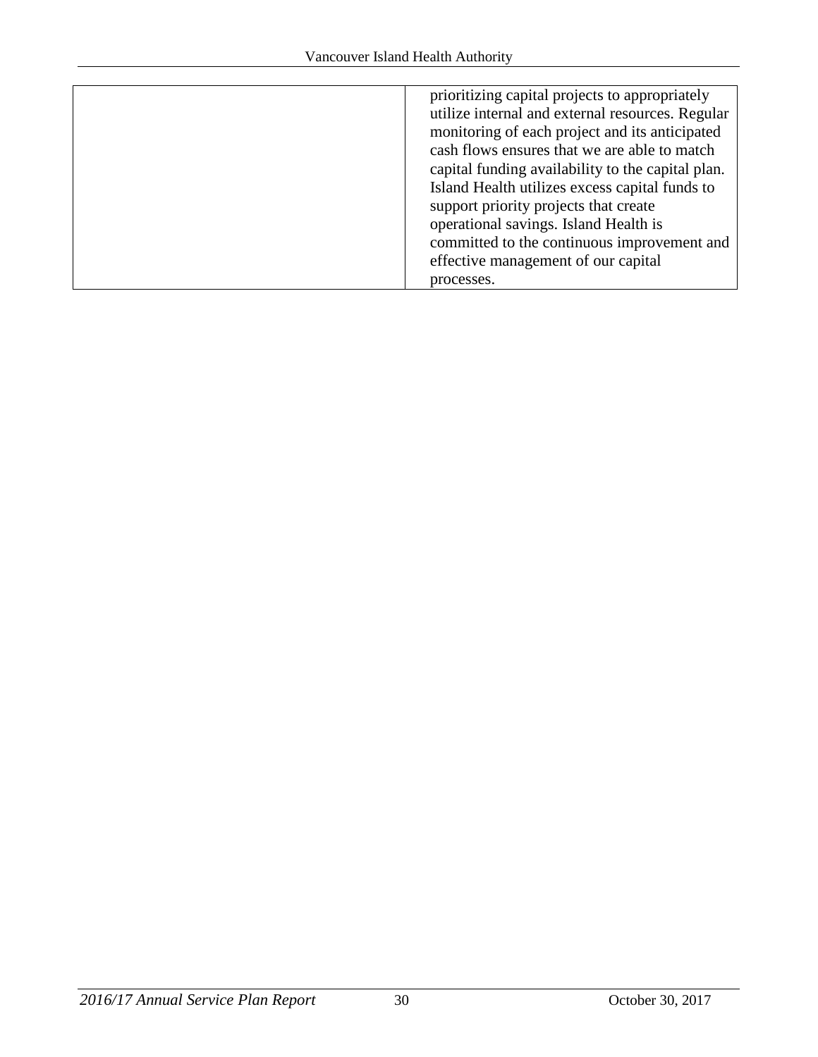| | |
|---|---|
| | prioritizing capital projects to appropriately utilize internal and external resources. Regular monitoring of each project and its anticipated cash flows ensures that we are able to match capital funding availability to the capital plan. Island Health utilizes excess capital funds to support priority projects that create operational savings. Island Health is committed to the continuous improvement and effective management of our capital processes. |